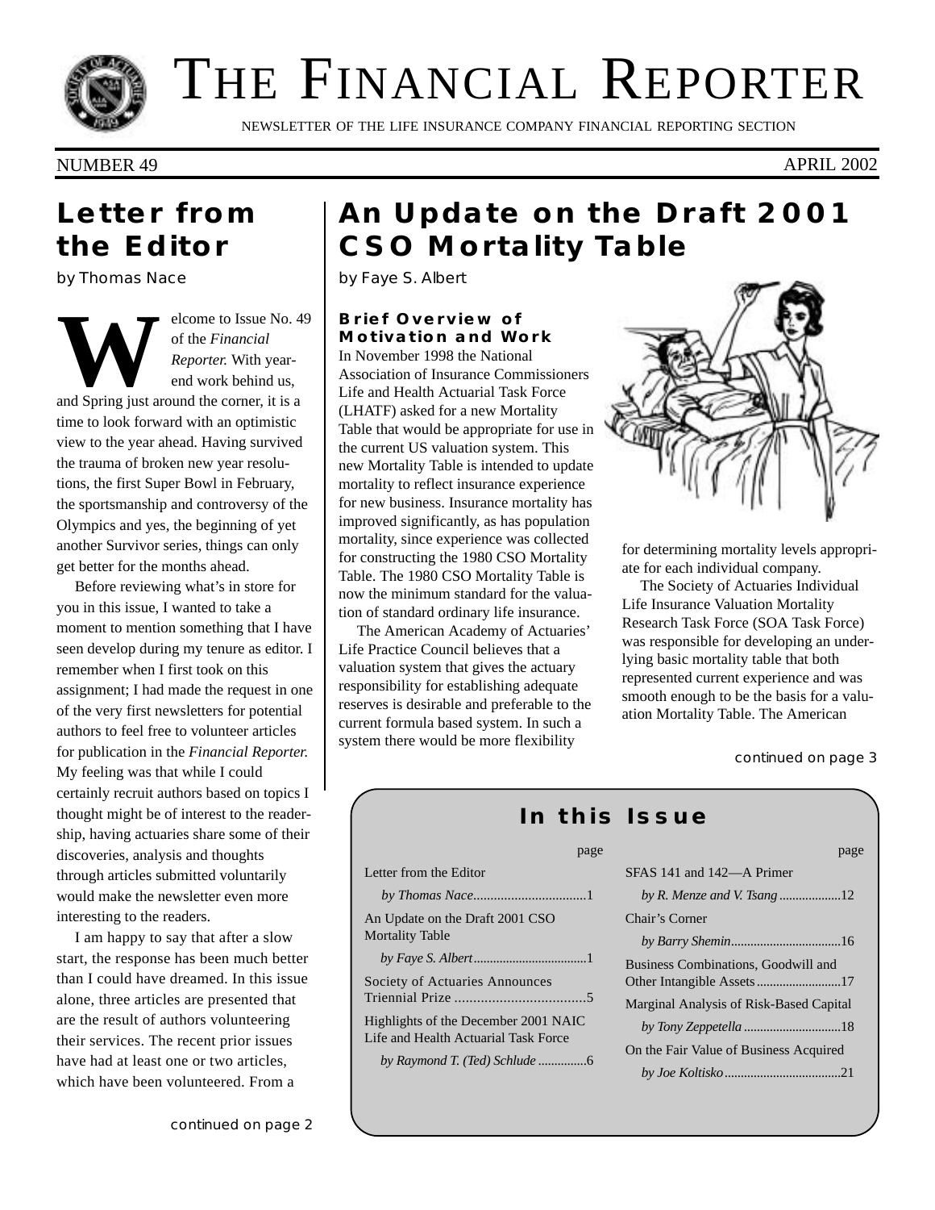# THE FINANCIAL REPORTER

NEWSLETTER OF THE LIFE INSURANCE COMPANY FINANCIAL REPORTING SECTION

NUMBER 49 — APRIL 2002

## Letter from the Editor

by Thomas Nace

Welcome to Issue No. 49 of the *Financial Reporter.* With year-end work behind us, and Spring just around the corner, it is a time to look forward with an optimistic view to the year ahead. Having survived the trauma of broken new year resolutions, the first Super Bowl in February, the sportsmanship and controversy of the Olympics and yes, the beginning of yet another Survivor series, things can only get better for the months ahead.

Before reviewing what's in store for you in this issue, I wanted to take a moment to mention something that I have seen develop during my tenure as editor. I remember when I first took on this assignment; I had made the request in one of the very first newsletters for potential authors to feel free to volunteer articles for publication in the *Financial Reporter.* My feeling was that while I could certainly recruit authors based on topics I thought might be of interest to the readership, having actuaries share some of their discoveries, analysis and thoughts through articles submitted voluntarily would make the newsletter even more interesting to the readers.

I am happy to say that after a slow start, the response has been much better than I could have dreamed. In this issue alone, three articles are presented that are the result of authors volunteering their services. The recent prior issues have had at least one or two articles, which have been volunteered. From a

*continued on page 2*

## An Update on the Draft 2001 CSO Mortality Table

by Faye S. Albert

### Brief Overview of Motivation and Work

In November 1998 the National Association of Insurance Commissioners Life and Health Actuarial Task Force (LHATF) asked for a new Mortality Table that would be appropriate for use in the current US valuation system. This new Mortality Table is intended to update mortality to reflect insurance experience for new business. Insurance mortality has improved significantly, as has population mortality, since experience was collected for constructing the 1980 CSO Mortality Table. The 1980 CSO Mortality Table is now the minimum standard for the valuation of standard ordinary life insurance.

The American Academy of Actuaries' Life Practice Council believes that a valuation system that gives the actuary responsibility for establishing adequate reserves is desirable and preferable to the current formula based system. In such a system there would be more flexibility for determining mortality levels appropriate for each individual company.

The Society of Actuaries Individual Life Insurance Valuation Mortality Research Task Force (SOA Task Force) was responsible for developing an underlying basic mortality table that both represented current experience and was smooth enough to be the basis for a valuation Mortality Table. The American

*continued on page 3*

## In this Issue

| | page |
|---|---|
| Letter from the Editor *by Thomas Nace* | 1 |
| An Update on the Draft 2001 CSO Mortality Table *by Faye S. Albert* | 1 |
| Society of Actuaries Announces Triennial Prize | 5 |
| Highlights of the December 2001 NAIC Life and Health Actuarial Task Force *by Raymond T. (Ted) Schlude* | 6 |
| SFAS 141 and 142—A Primer *by R. Menze and V. Tsang* | 12 |
| Chair's Corner *by Barry Shemin* | 16 |
| Business Combinations, Goodwill and Other Intangible Assets | 17 |
| Marginal Analysis of Risk-Based Capital *by Tony Zeppetella* | 18 |
| On the Fair Value of Business Acquired *by Joe Koltisko* | 21 |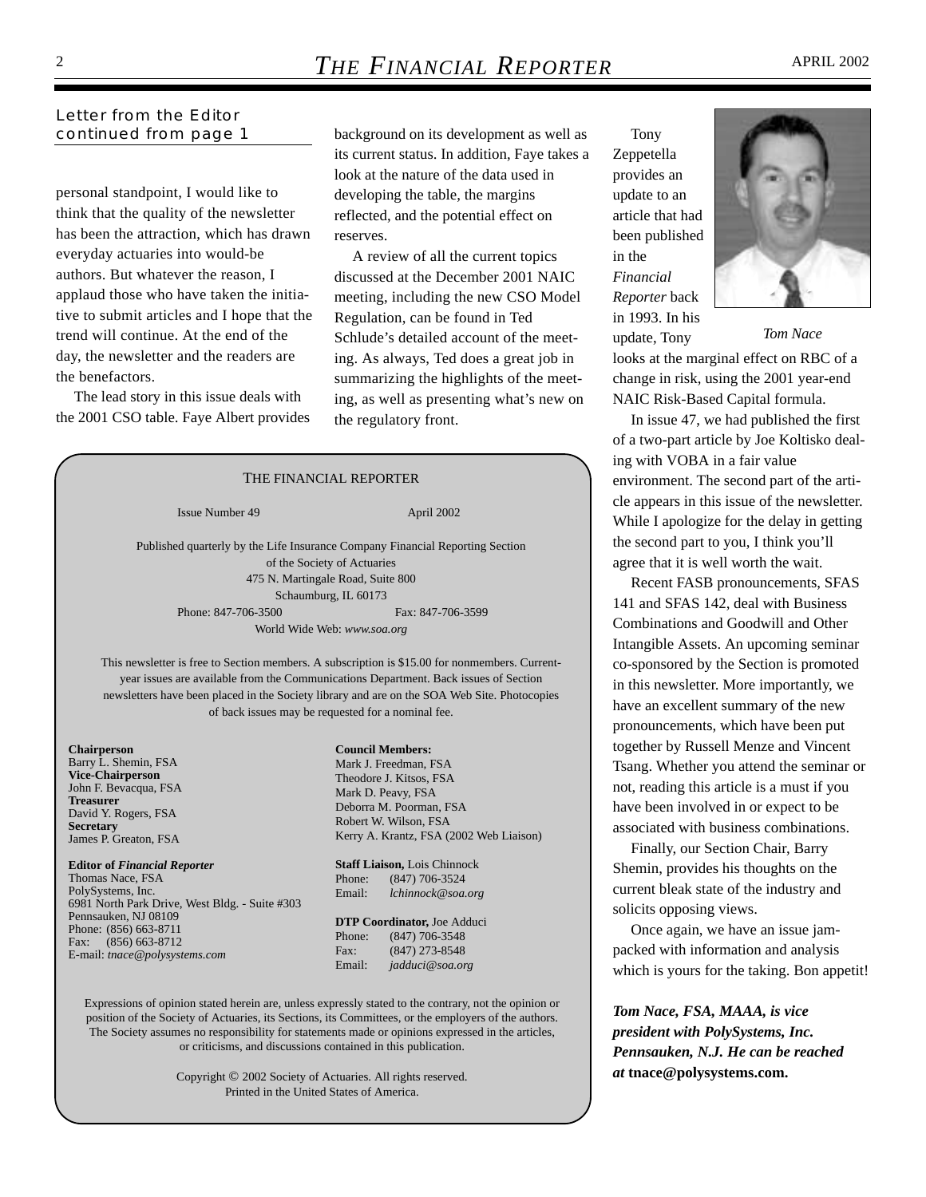### Letter from the Editor
*continued from page 1*

personal standpoint, I would like to think that the quality of the newsletter has been the attraction, which has drawn everyday actuaries into would-be authors. But whatever the reason, I applaud those who have taken the initiative to submit articles and I hope that the trend will continue. At the end of the day, the newsletter and the readers are the benefactors.

The lead story in this issue deals with the 2001 CSO table. Faye Albert provides background on its development as well as its current status. In addition, Faye takes a look at the nature of the data used in developing the table, the margins reflected, and the potential effect on reserves.

A review of all the current topics discussed at the December 2001 NAIC meeting, including the new CSO Model Regulation, can be found in Ted Schlude's detailed account of the meeting. As always, Ted does a great job in summarizing the highlights of the meeting, as well as presenting what's new on the regulatory front.

Tony Zeppetella provides an update to an article that had been published in the *Financial Reporter* back in 1993. In his update, Tony looks at the marginal effect on RBC of a change in risk, using the 2001 year-end NAIC Risk-Based Capital formula.

*Tom Nace*

In issue 47, we had published the first of a two-part article by Joe Koltisko dealing with VOBA in a fair value environment. The second part of the article appears in this issue of the newsletter. While I apologize for the delay in getting the second part to you, I think you'll agree that it is well worth the wait.

Recent FASB pronouncements, SFAS 141 and SFAS 142, deal with Business Combinations and Goodwill and Other Intangible Assets. An upcoming seminar co-sponsored by the Section is promoted in this newsletter. More importantly, we have an excellent summary of the new pronouncements, which have been put together by Russell Menze and Vincent Tsang. Whether you attend the seminar or not, reading this article is a must if you have been involved in or expect to be associated with business combinations.

Finally, our Section Chair, Barry Shemin, provides his thoughts on the current bleak state of the industry and solicits opposing views.

Once again, we have an issue jam-packed with information and analysis which is yours for the taking. Bon appetit!

***Tom Nace, FSA, MAAA, is vice president with PolySystems, Inc. Pennsauken, N.J. He can be reached at* tnace@polysystems.com.**

---

THE FINANCIAL REPORTER

Issue Number 49 — April 2002

Published quarterly by the Life Insurance Company Financial Reporting Section of the Society of Actuaries
475 N. Martingale Road, Suite 800
Schaumburg, IL 60173
Phone: 847-706-3500 Fax: 847-706-3599
World Wide Web: *www.soa.org*

This newsletter is free to Section members. A subscription is $15.00 for nonmembers. Current-year issues are available from the Communications Department. Back issues of Section newsletters have been placed in the Society library and are on the SOA Web Site. Photocopies of back issues may be requested for a nominal fee.

**Chairperson**
Barry L. Shemin, FSA
**Vice-Chairperson**
John F. Bevacqua, FSA
**Treasurer**
David Y. Rogers, FSA
**Secretary**
James P. Greaton, FSA

**Editor of *Financial Reporter***
Thomas Nace, FSA
PolySystems, Inc.
6981 North Park Drive, West Bldg. - Suite #303
Pennsauken, NJ 08109
Phone: (856) 663-8711
Fax: (856) 663-8712
E-mail: *tnace@polysystems.com*

**Council Members:**
Mark J. Freedman, FSA
Theodore J. Kitsos, FSA
Mark D. Peavy, FSA
Deborra M. Poorman, FSA
Robert W. Wilson, FSA
Kerry A. Krantz, FSA (2002 Web Liaison)

**Staff Liaison,** Lois Chinnock
Phone: (847) 706-3524
Email: *lchinnock@soa.org*

**DTP Coordinator,** Joe Adduci
Phone: (847) 706-3548
Fax: (847) 273-8548
Email: *jadduci@soa.org*

Expressions of opinion stated herein are, unless expressly stated to the contrary, not the opinion or position of the Society of Actuaries, its Sections, its Committees, or the employers of the authors. The Society assumes no responsibility for statements made or opinions expressed in the articles, or criticisms, and discussions contained in this publication.

Copyright © 2002 Society of Actuaries. All rights reserved.
Printed in the United States of America.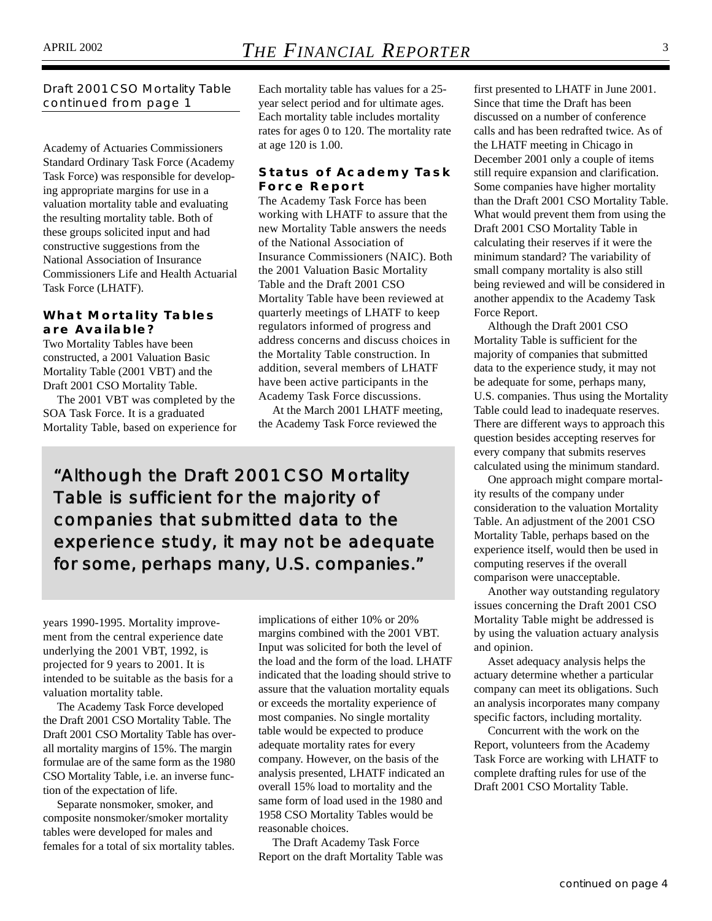Draft 2001 CSO Mortality Table continued from page 1

Academy of Actuaries Commissioners Standard Ordinary Task Force (Academy Task Force) was responsible for developing appropriate margins for use in a valuation mortality table and evaluating the resulting mortality table. Both of these groups solicited input and had constructive suggestions from the National Association of Insurance Commissioners Life and Health Actuarial Task Force (LHATF).

### What Mortality Tables are Available?

Two Mortality Tables have been constructed, a 2001 Valuation Basic Mortality Table (2001 VBT) and the Draft 2001 CSO Mortality Table.

The 2001 VBT was completed by the SOA Task Force. It is a graduated Mortality Table, based on experience for years 1990-1995. Mortality improvement from the central experience date underlying the 2001 VBT, 1992, is projected for 9 years to 2001. It is intended to be suitable as the basis for a valuation mortality table.

The Academy Task Force developed the Draft 2001 CSO Mortality Table. The Draft 2001 CSO Mortality Table has overall mortality margins of 15%. The margin formulae are of the same form as the 1980 CSO Mortality Table, i.e. an inverse function of the expectation of life.

Separate nonsmoker, smoker, and composite nonsmoker/smoker mortality tables were developed for males and females for a total of six mortality tables. Each mortality table has values for a 25-year select period and for ultimate ages. Each mortality table includes mortality rates for ages 0 to 120. The mortality rate at age 120 is 1.00.

### Status of Academy Task Force Report

The Academy Task Force has been working with LHATF to assure that the new Mortality Table answers the needs of the National Association of Insurance Commissioners (NAIC). Both the 2001 Valuation Basic Mortality Table and the Draft 2001 CSO Mortality Table have been reviewed at quarterly meetings of LHATF to keep regulators informed of progress and address concerns and discuss choices in the Mortality Table construction. In addition, several members of LHATF have been active participants in the Academy Task Force discussions.

At the March 2001 LHATF meeting, the Academy Task Force reviewed the implications of either 10% or 20% margins combined with the 2001 VBT. Input was solicited for both the level of the load and the form of the load. LHATF indicated that the loading should strive to assure that the valuation mortality equals or exceeds the mortality experience of most companies. No single mortality table would be expected to produce adequate mortality rates for every company. However, on the basis of the analysis presented, LHATF indicated an overall 15% load to mortality and the same form of load used in the 1980 and 1958 CSO Mortality Tables would be reasonable choices.

The Draft Academy Task Force Report on the draft Mortality Table was first presented to LHATF in June 2001. Since that time the Draft has been discussed on a number of conference calls and has been redrafted twice. As of the LHATF meeting in Chicago in December 2001 only a couple of items still require expansion and clarification. Some companies have higher mortality than the Draft 2001 CSO Mortality Table. What would prevent them from using the Draft 2001 CSO Mortality Table in calculating their reserves if it were the minimum standard? The variability of small company mortality is also still being reviewed and will be considered in another appendix to the Academy Task Force Report.

> "Although the Draft 2001 CSO Mortality Table is sufficient for the majority of companies that submitted data to the experience study, it may not be adequate for some, perhaps many, U.S. companies."

Although the Draft 2001 CSO Mortality Table is sufficient for the majority of companies that submitted data to the experience study, it may not be adequate for some, perhaps many, U.S. companies. Thus using the Mortality Table could lead to inadequate reserves. There are different ways to approach this question besides accepting reserves for every company that submits reserves calculated using the minimum standard.

One approach might compare mortality results of the company under consideration to the valuation Mortality Table. An adjustment of the 2001 CSO Mortality Table, perhaps based on the experience itself, would then be used in computing reserves if the overall comparison were unacceptable.

Another way outstanding regulatory issues concerning the Draft 2001 CSO Mortality Table might be addressed is by using the valuation actuary analysis and opinion.

Asset adequacy analysis helps the actuary determine whether a particular company can meet its obligations. Such an analysis incorporates many company specific factors, including mortality.

Concurrent with the work on the Report, volunteers from the Academy Task Force are working with LHATF to complete drafting rules for use of the Draft 2001 CSO Mortality Table.

continued on page 4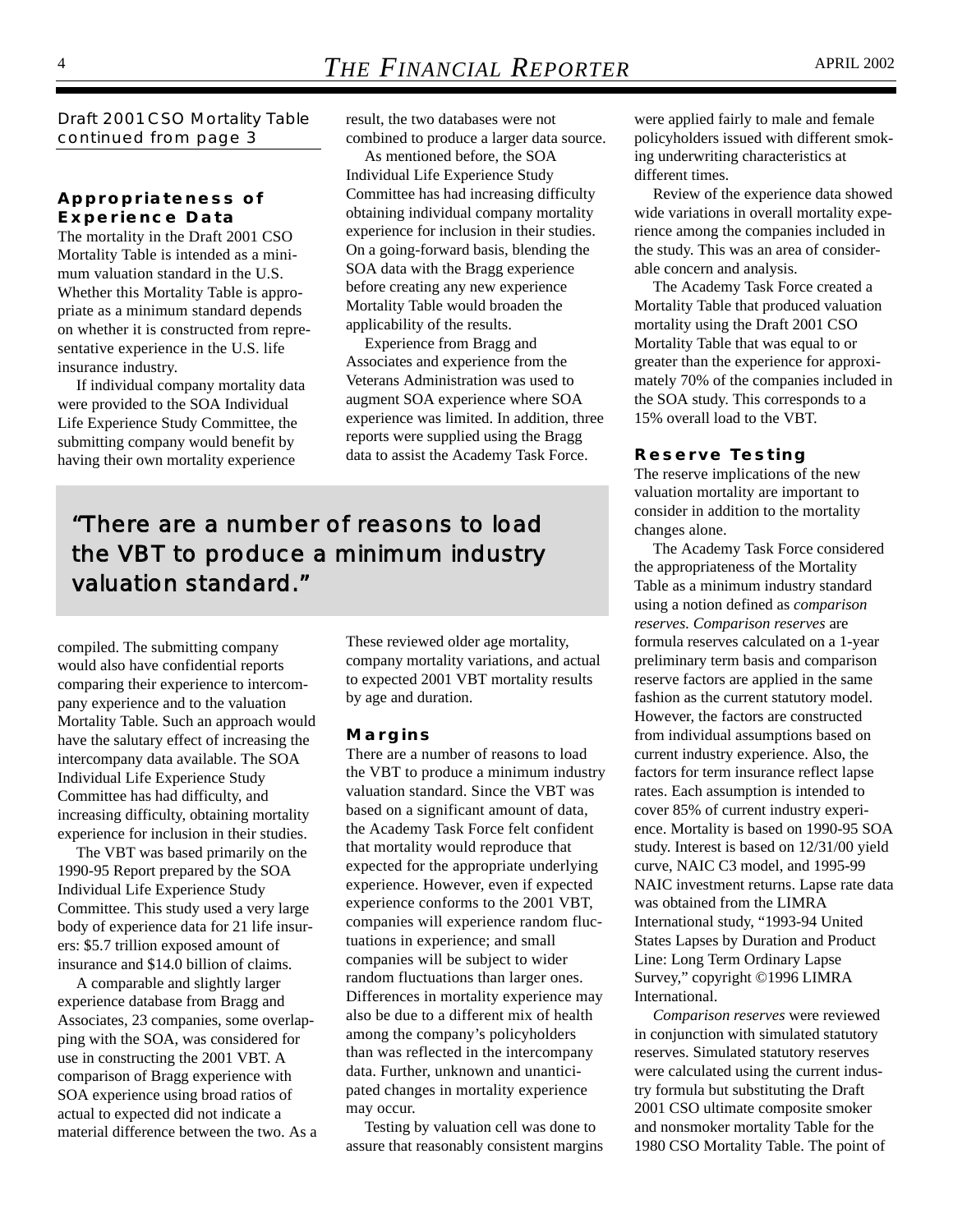Draft 2001 CSO Mortality Table continued from page 3

## Appropriateness of Experience Data

The mortality in the Draft 2001 CSO Mortality Table is intended as a minimum valuation standard in the U.S. Whether this Mortality Table is appropriate as a minimum standard depends on whether it is constructed from representative experience in the U.S. life insurance industry.

If individual company mortality data were provided to the SOA Individual Life Experience Study Committee, the submitting company would benefit by having their own mortality experience compiled. The submitting company would also have confidential reports comparing their experience to intercompany experience and to the valuation Mortality Table. Such an approach would have the salutary effect of increasing the intercompany data available. The SOA Individual Life Experience Study Committee has had difficulty, and increasing difficulty, obtaining mortality experience for inclusion in their studies.

The VBT was based primarily on the 1990-95 Report prepared by the SOA Individual Life Experience Study Committee. This study used a very large body of experience data for 21 life insurers: $5.7 trillion exposed amount of insurance and $14.0 billion of claims.

A comparable and slightly larger experience database from Bragg and Associates, 23 companies, some overlapping with the SOA, was considered for use in constructing the 2001 VBT. A comparison of Bragg experience with SOA experience using broad ratios of actual to expected did not indicate a material difference between the two. As a result, the two databases were not combined to produce a larger data source.

As mentioned before, the SOA Individual Life Experience Study Committee has had increasing difficulty obtaining individual company mortality experience for inclusion in their studies. On a going-forward basis, blending the SOA data with the Bragg experience before creating any new experience Mortality Table would broaden the applicability of the results.

Experience from Bragg and Associates and experience from the Veterans Administration was used to augment SOA experience where SOA experience was limited. In addition, three reports were supplied using the Bragg data to assist the Academy Task Force. These reviewed older age mortality, company mortality variations, and actual to expected 2001 VBT mortality results by age and duration.

> "There are a number of reasons to load the VBT to produce a minimum industry valuation standard."

## Margins

There are a number of reasons to load the VBT to produce a minimum industry valuation standard. Since the VBT was based on a significant amount of data, the Academy Task Force felt confident that mortality would reproduce that expected for the appropriate underlying experience. However, even if expected experience conforms to the 2001 VBT, companies will experience random fluctuations in experience; and small companies will be subject to wider random fluctuations than larger ones. Differences in mortality experience may also be due to a different mix of health among the company's policyholders than was reflected in the intercompany data. Further, unknown and unanticipated changes in mortality experience may occur.

Testing by valuation cell was done to assure that reasonably consistent margins were applied fairly to male and female policyholders issued with different smoking underwriting characteristics at different times.

Review of the experience data showed wide variations in overall mortality experience among the companies included in the study. This was an area of considerable concern and analysis.

The Academy Task Force created a Mortality Table that produced valuation mortality using the Draft 2001 CSO Mortality Table that was equal to or greater than the experience for approximately 70% of the companies included in the SOA study. This corresponds to a 15% overall load to the VBT.

## Reserve Testing

The reserve implications of the new valuation mortality are important to consider in addition to the mortality changes alone.

The Academy Task Force considered the appropriateness of the Mortality Table as a minimum industry standard using a notion defined as *comparison reserves*. *Comparison reserves* are formula reserves calculated on a 1-year preliminary term basis and comparison reserve factors are applied in the same fashion as the current statutory model. However, the factors are constructed from individual assumptions based on current industry experience. Also, the factors for term insurance reflect lapse rates. Each assumption is intended to cover 85% of current industry experience. Mortality is based on 1990-95 SOA study. Interest is based on 12/31/00 yield curve, NAIC C3 model, and 1995-99 NAIC investment returns. Lapse rate data was obtained from the LIMRA International study, "1993-94 United States Lapses by Duration and Product Line: Long Term Ordinary Lapse Survey," copyright ©1996 LIMRA International.

*Comparison reserves* were reviewed in conjunction with simulated statutory reserves. Simulated statutory reserves were calculated using the current industry formula but substituting the Draft 2001 CSO ultimate composite smoker and nonsmoker mortality Table for the 1980 CSO Mortality Table. The point of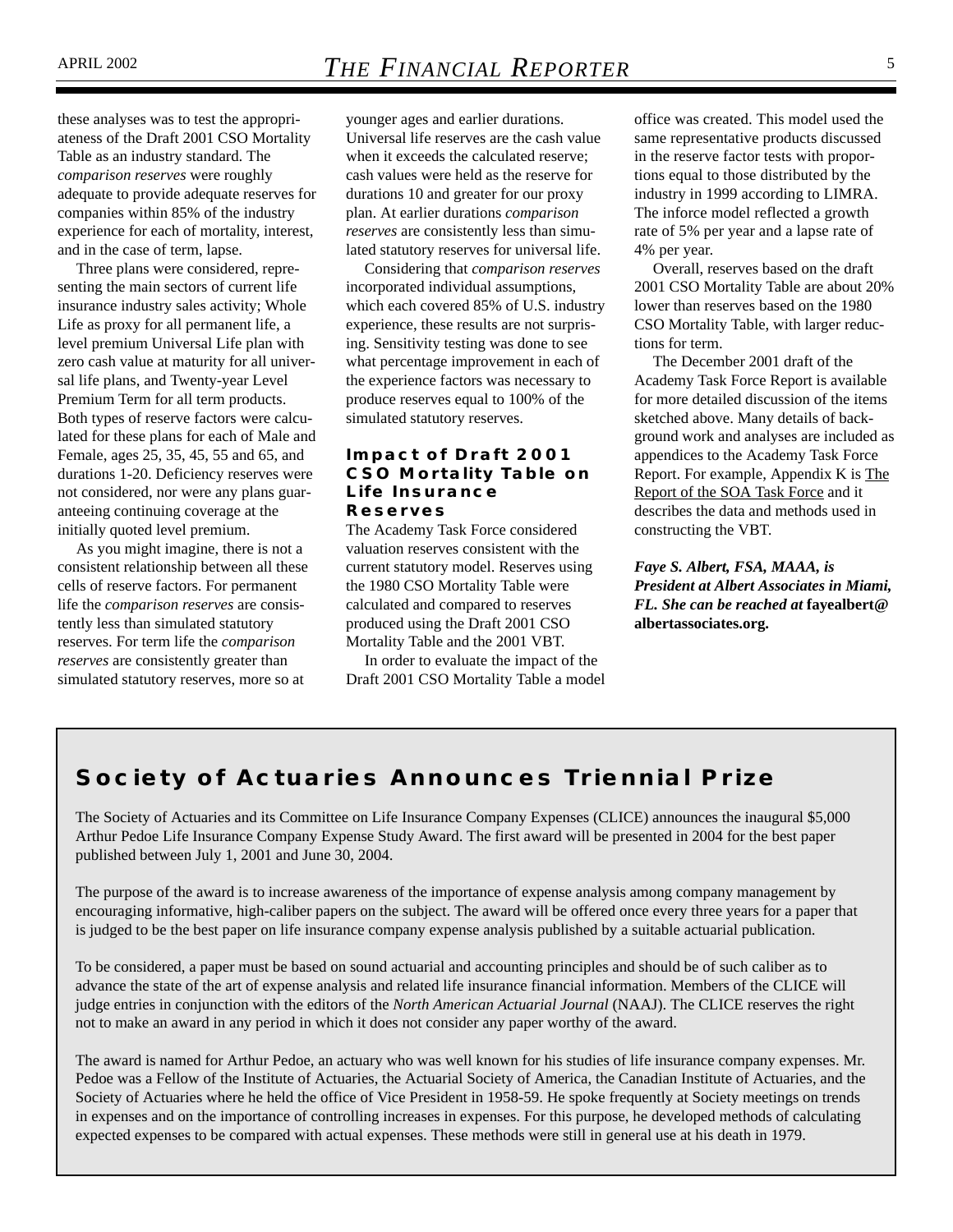these analyses was to test the appropriateness of the Draft 2001 CSO Mortality Table as an industry standard. The *comparison reserves* were roughly adequate to provide adequate reserves for companies within 85% of the industry experience for each of mortality, interest, and in the case of term, lapse.

Three plans were considered, representing the main sectors of current life insurance industry sales activity; Whole Life as proxy for all permanent life, a level premium Universal Life plan with zero cash value at maturity for all universal life plans, and Twenty-year Level Premium Term for all term products. Both types of reserve factors were calculated for these plans for each of Male and Female, ages 25, 35, 45, 55 and 65, and durations 1-20. Deficiency reserves were not considered, nor were any plans guaranteeing continuing coverage at the initially quoted level premium.

As you might imagine, there is not a consistent relationship between all these cells of reserve factors. For permanent life the *comparison reserves* are consistently less than simulated statutory reserves. For term life the *comparison reserves* are consistently greater than simulated statutory reserves, more so at younger ages and earlier durations. Universal life reserves are the cash value when it exceeds the calculated reserve; cash values were held as the reserve for durations 10 and greater for our proxy plan. At earlier durations *comparison reserves* are consistently less than simulated statutory reserves for universal life.

Considering that *comparison reserves* incorporated individual assumptions, which each covered 85% of U.S. industry experience, these results are not surprising. Sensitivity testing was done to see what percentage improvement in each of the experience factors was necessary to produce reserves equal to 100% of the simulated statutory reserves.

### Impact of Draft 2001 CSO Mortality Table on Life Insurance Reserves

The Academy Task Force considered valuation reserves consistent with the current statutory model. Reserves using the 1980 CSO Mortality Table were calculated and compared to reserves produced using the Draft 2001 CSO Mortality Table and the 2001 VBT.

In order to evaluate the impact of the Draft 2001 CSO Mortality Table a model office was created. This model used the same representative products discussed in the reserve factor tests with proportions equal to those distributed by the industry in 1999 according to LIMRA. The inforce model reflected a growth rate of 5% per year and a lapse rate of 4% per year.

Overall, reserves based on the draft 2001 CSO Mortality Table are about 20% lower than reserves based on the 1980 CSO Mortality Table, with larger reductions for term.

The December 2001 draft of the Academy Task Force Report is available for more detailed discussion of the items sketched above. Many details of background work and analyses are included as appendices to the Academy Task Force Report. For example, Appendix K is The Report of the SOA Task Force and it describes the data and methods used in constructing the VBT.

***Faye S. Albert, FSA, MAAA, is President at Albert Associates in Miami, FL. She can be reached at* fayealbert@albertassociates.org.**

## Society of Actuaries Announces Triennial Prize

The Society of Actuaries and its Committee on Life Insurance Company Expenses (CLICE) announces the inaugural $5,000 Arthur Pedoe Life Insurance Company Expense Study Award. The first award will be presented in 2004 for the best paper published between July 1, 2001 and June 30, 2004.

The purpose of the award is to increase awareness of the importance of expense analysis among company management by encouraging informative, high-caliber papers on the subject. The award will be offered once every three years for a paper that is judged to be the best paper on life insurance company expense analysis published by a suitable actuarial publication.

To be considered, a paper must be based on sound actuarial and accounting principles and should be of such caliber as to advance the state of the art of expense analysis and related life insurance financial information. Members of the CLICE will judge entries in conjunction with the editors of the *North American Actuarial Journal* (NAAJ). The CLICE reserves the right not to make an award in any period in which it does not consider any paper worthy of the award.

The award is named for Arthur Pedoe, an actuary who was well known for his studies of life insurance company expenses. Mr. Pedoe was a Fellow of the Institute of Actuaries, the Actuarial Society of America, the Canadian Institute of Actuaries, and the Society of Actuaries where he held the office of Vice President in 1958-59. He spoke frequently at Society meetings on trends in expenses and on the importance of controlling increases in expenses. For this purpose, he developed methods of calculating expected expenses to be compared with actual expenses. These methods were still in general use at his death in 1979.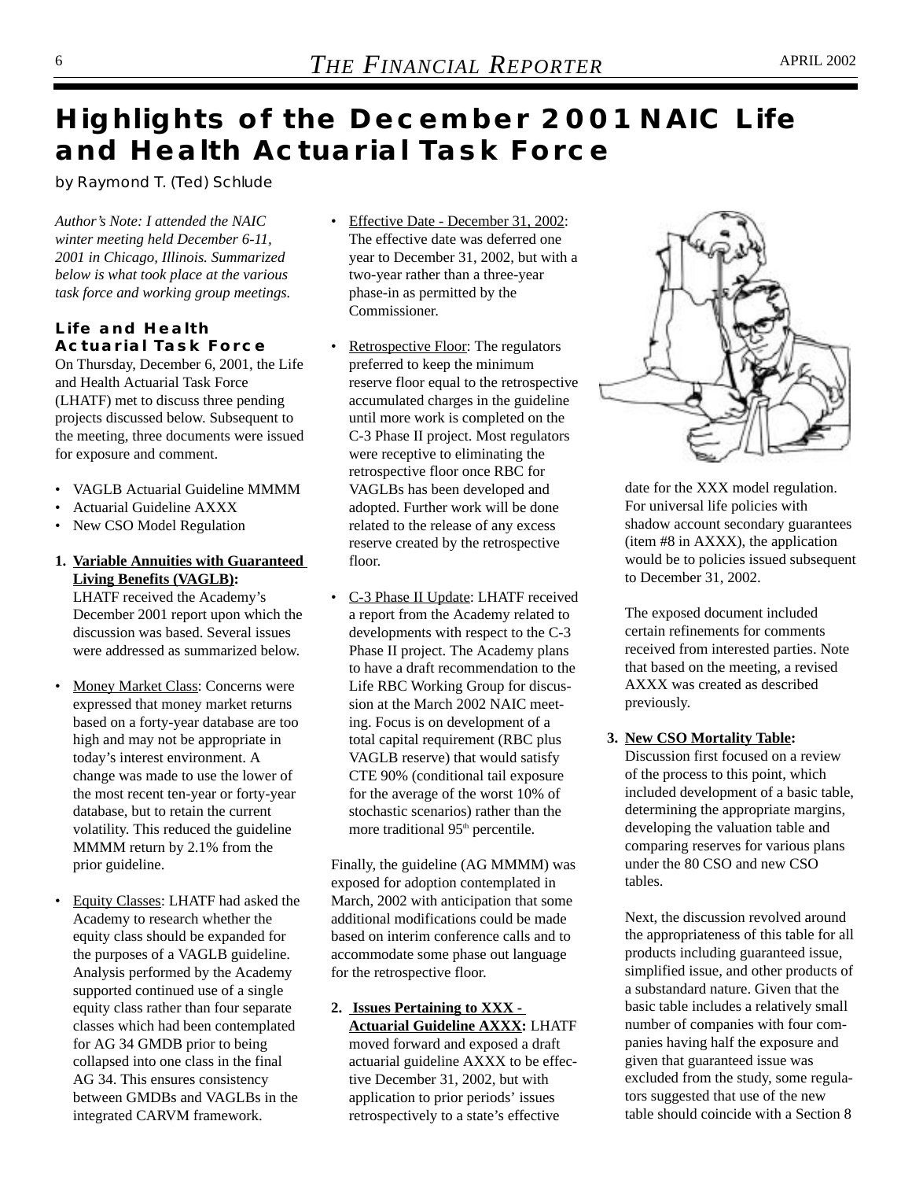# Highlights of the December 2001 NAIC Life and Health Actuarial Task Force

by Raymond T. (Ted) Schlude

*Author's Note: I attended the NAIC winter meeting held December 6-11, 2001 in Chicago, Illinois. Summarized below is what took place at the various task force and working group meetings.*

### Life and Health Actuarial Task Force

On Thursday, December 6, 2001, the Life and Health Actuarial Task Force (LHATF) met to discuss three pending projects discussed below. Subsequent to the meeting, three documents were issued for exposure and comment.

- VAGLB Actuarial Guideline MMMM
- Actuarial Guideline AXXX
- New CSO Model Regulation

1. **Variable Annuities with Guaranteed Living Benefits (VAGLB):** LHATF received the Academy's December 2001 report upon which the discussion was based. Several issues were addressed as summarized below.

- Money Market Class: Concerns were expressed that money market returns based on a forty-year database are too high and may not be appropriate in today's interest environment. A change was made to use the lower of the most recent ten-year or forty-year database, but to retain the current volatility. This reduced the guideline MMMM return by 2.1% from the prior guideline.

- Equity Classes: LHATF had asked the Academy to research whether the equity class should be expanded for the purposes of a VAGLB guideline. Analysis performed by the Academy supported continued use of a single equity class rather than four separate classes which had been contemplated for AG 34 GMDB prior to being collapsed into one class in the final AG 34. This ensures consistency between GMDBs and VAGLBs in the integrated CARVM framework.

- Effective Date - December 31, 2002: The effective date was deferred one year to December 31, 2002, but with a two-year rather than a three-year phase-in as permitted by the Commissioner.

- Retrospective Floor: The regulators preferred to keep the minimum reserve floor equal to the retrospective accumulated charges in the guideline until more work is completed on the C-3 Phase II project. Most regulators were receptive to eliminating the retrospective floor once RBC for VAGLBs has been developed and adopted. Further work will be done related to the release of any excess reserve created by the retrospective floor.

- C-3 Phase II Update: LHATF received a report from the Academy related to developments with respect to the C-3 Phase II project. The Academy plans to have a draft recommendation to the Life RBC Working Group for discussion at the March 2002 NAIC meeting. Focus is on development of a total capital requirement (RBC plus VAGLB reserve) that would satisfy CTE 90% (conditional tail exposure for the average of the worst 10% of stochastic scenarios) rather than the more traditional 95th percentile.

Finally, the guideline (AG MMMM) was exposed for adoption contemplated in March, 2002 with anticipation that some additional modifications could be made based on interim conference calls and to accommodate some phase out language for the retrospective floor.

2. **Issues Pertaining to XXX - Actuarial Guideline AXXX:** LHATF moved forward and exposed a draft actuarial guideline AXXX to be effective December 31, 2002, but with application to prior periods' issues retrospectively to a state's effective date for the XXX model regulation. For universal life policies with shadow account secondary guarantees (item #8 in AXXX), the application would be to policies issued subsequent to December 31, 2002.

   The exposed document included certain refinements for comments received from interested parties. Note that based on the meeting, a revised AXXX was created as described previously.

3. **New CSO Mortality Table:** Discussion first focused on a review of the process to this point, which included development of a basic table, determining the appropriate margins, developing the valuation table and comparing reserves for various plans under the 80 CSO and new CSO tables.

   Next, the discussion revolved around the appropriateness of this table for all products including guaranteed issue, simplified issue, and other products of a substandard nature. Given that the basic table includes a relatively small number of companies with four companies having half the exposure and given that guaranteed issue was excluded from the study, some regulators suggested that use of the new table should coincide with a Section 8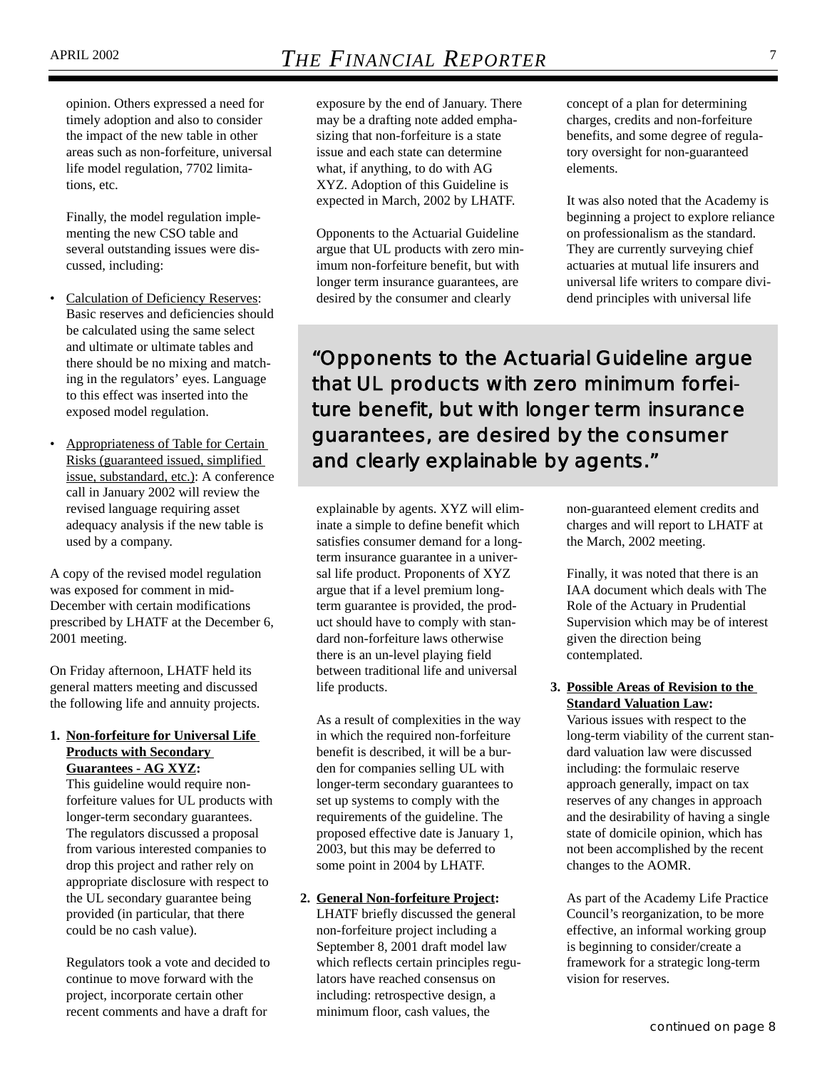opinion. Others expressed a need for timely adoption and also to consider the impact of the new table in other areas such as non-forfeiture, universal life model regulation, 7702 limitations, etc.

Finally, the model regulation implementing the new CSO table and several outstanding issues were discussed, including:

- Calculation of Deficiency Reserves: Basic reserves and deficiencies should be calculated using the same select and ultimate or ultimate tables and there should be no mixing and matching in the regulators' eyes. Language to this effect was inserted into the exposed model regulation.
- Appropriateness of Table for Certain Risks (guaranteed issued, simplified issue, substandard, etc.): A conference call in January 2002 will review the revised language requiring asset adequacy analysis if the new table is used by a company.

A copy of the revised model regulation was exposed for comment in mid-December with certain modifications prescribed by LHATF at the December 6, 2001 meeting.

On Friday afternoon, LHATF held its general matters meeting and discussed the following life and annuity projects.

1. **Non-forfeiture for Universal Life Products with Secondary Guarantees - AG XYZ:**
   This guideline would require non-forfeiture values for UL products with longer-term secondary guarantees. The regulators discussed a proposal from various interested companies to drop this project and rather rely on appropriate disclosure with respect to the UL secondary guarantee being provided (in particular, that there could be no cash value).

   Regulators took a vote and decided to continue to move forward with the project, incorporate certain other recent comments and have a draft for exposure by the end of January. There may be a drafting note added emphasizing that non-forfeiture is a state issue and each state can determine what, if anything, to do with AG XYZ. Adoption of this Guideline is expected in March, 2002 by LHATF.

   Opponents to the Actuarial Guideline argue that UL products with zero minimum non-forfeiture benefit, but with longer term insurance guarantees, are desired by the consumer and clearly explainable by agents. XYZ will eliminate a simple to define benefit which satisfies consumer demand for a long-term insurance guarantee in a universal life product. Proponents of XYZ argue that if a level premium long-term guarantee is provided, the product should have to comply with standard non-forfeiture laws otherwise there is an un-level playing field between traditional life and universal life products.

   As a result of complexities in the way in which the required non-forfeiture benefit is described, it will be a burden for companies selling UL with longer-term secondary guarantees to set up systems to comply with the requirements of the guideline. The proposed effective date is January 1, 2003, but this may be deferred to some point in 2004 by LHATF.

> "Opponents to the Actuarial Guideline argue that UL products with zero minimum forfeiture benefit, but with longer term insurance guarantees, are desired by the consumer and clearly explainable by agents."

2. **General Non-forfeiture Project:**
   LHATF briefly discussed the general non-forfeiture project including a September 8, 2001 draft model law which reflects certain principles regulators have reached consensus on including: retrospective design, a minimum floor, cash values, the concept of a plan for determining charges, credits and non-forfeiture benefits, and some degree of regulatory oversight for non-guaranteed elements.

   It was also noted that the Academy is beginning a project to explore reliance on professionalism as the standard. They are currently surveying chief actuaries at mutual life insurers and universal life writers to compare dividend principles with universal life non-guaranteed element credits and charges and will report to LHATF at the March, 2002 meeting.

   Finally, it was noted that there is an IAA document which deals with The Role of the Actuary in Prudential Supervision which may be of interest given the direction being contemplated.

3. **Possible Areas of Revision to the Standard Valuation Law:**
   Various issues with respect to the long-term viability of the current standard valuation law were discussed including: the formulaic reserve approach generally, impact on tax reserves of any changes in approach and the desirability of having a single state of domicile opinion, which has not been accomplished by the recent changes to the AOMR.

   As part of the Academy Life Practice Council's reorganization, to be more effective, an informal working group is beginning to consider/create a framework for a strategic long-term vision for reserves.

*continued on page 8*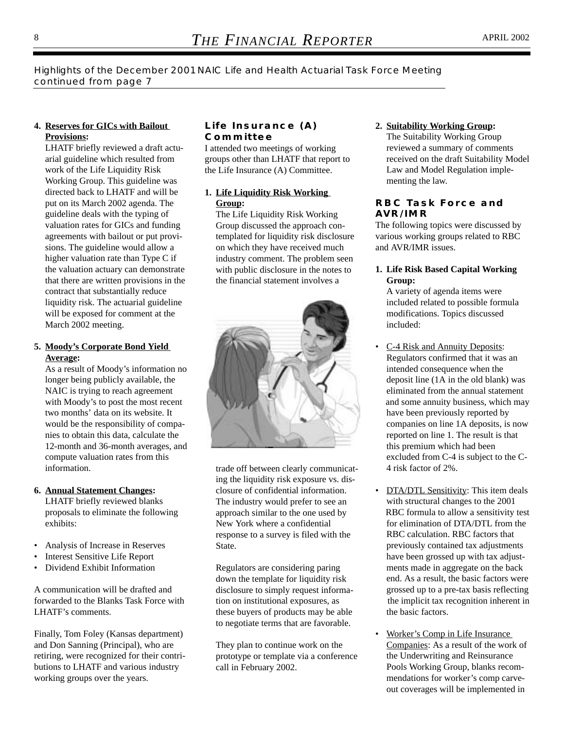Highlights of the December 2001 NAIC Life and Health Actuarial Task Force Meeting *continued from page 7*

4. **Reserves for GICs with Bailout Provisions:**
   LHATF briefly reviewed a draft actuarial guideline which resulted from work of the Life Liquidity Risk Working Group. This guideline was directed back to LHATF and will be put on its March 2002 agenda. The guideline deals with the typing of valuation rates for GICs and funding agreements with bailout or put provisions. The guideline would allow a higher valuation rate than Type C if the valuation actuary can demonstrate that there are written provisions in the contract that substantially reduce liquidity risk. The actuarial guideline will be exposed for comment at the March 2002 meeting.

5. **Moody's Corporate Bond Yield Average:**
   As a result of Moody's information no longer being publicly available, the NAIC is trying to reach agreement with Moody's to post the most recent two months' data on its website. It would be the responsibility of companies to obtain this data, calculate the 12-month and 36-month averages, and compute valuation rates from this information.

6. **Annual Statement Changes:**
   LHATF briefly reviewed blanks proposals to eliminate the following exhibits:

- Analysis of Increase in Reserves
- Interest Sensitive Life Report
- Dividend Exhibit Information

A communication will be drafted and forwarded to the Blanks Task Force with LHATF's comments.

Finally, Tom Foley (Kansas department) and Don Sanning (Principal), who are retiring, were recognized for their contributions to LHATF and various industry working groups over the years.

## Life Insurance (A) Committee

I attended two meetings of working groups other than LHATF that report to the Life Insurance (A) Committee.

1. **Life Liquidity Risk Working Group:**
   The Life Liquidity Risk Working Group discussed the approach contemplated for liquidity risk disclosure on which they have received much industry comment. The problem seen with public disclosure in the notes to the financial statement involves a trade off between clearly communicating the liquidity risk exposure vs. disclosure of confidential information. The industry would prefer to see an approach similar to the one used by New York where a confidential response to a survey is filed with the State.

   Regulators are considering paring down the template for liquidity risk disclosure to simply request information on institutional exposures, as these buyers of products may be able to negotiate terms that are favorable.

   They plan to continue work on the prototype or template via a conference call in February 2002.

2. **Suitability Working Group:**
   The Suitability Working Group reviewed a summary of comments received on the draft Suitability Model Law and Model Regulation implementing the law.

## RBC Task Force and AVR/IMR

The following topics were discussed by various working groups related to RBC and AVR/IMR issues.

1. **Life Risk Based Capital Working Group:**
   A variety of agenda items were included related to possible formula modifications. Topics discussed included:

- C-4 Risk and Annuity Deposits: Regulators confirmed that it was an intended consequence when the deposit line (1A in the old blank) was eliminated from the annual statement and some annuity business, which may have been previously reported by companies on line 1A deposits, is now reported on line 1. The result is that this premium which had been excluded from C-4 is subject to the C-4 risk factor of 2%.

- DTA/DTL Sensitivity: This item deals with structural changes to the 2001 RBC formula to allow a sensitivity test for elimination of DTA/DTL from the RBC calculation. RBC factors that previously contained tax adjustments have been grossed up with tax adjustments made in aggregate on the back end. As a result, the basic factors were grossed up to a pre-tax basis reflecting the implicit tax recognition inherent in the basic factors.

- Worker's Comp in Life Insurance Companies: As a result of the work of the Underwriting and Reinsurance Pools Working Group, blanks recommendations for worker's comp carve-out coverages will be implemented in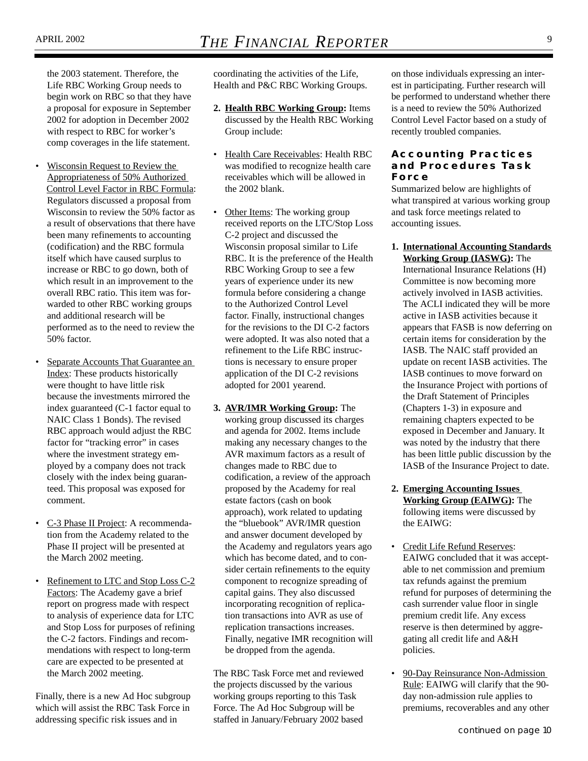the 2003 statement. Therefore, the Life RBC Working Group needs to begin work on RBC so that they have a proposal for exposure in September 2002 for adoption in December 2002 with respect to RBC for worker's comp coverages in the life statement.

- Wisconsin Request to Review the Appropriateness of 50% Authorized Control Level Factor in RBC Formula: Regulators discussed a proposal from Wisconsin to review the 50% factor as a result of observations that there have been many refinements to accounting (codification) and the RBC formula itself which have caused surplus to increase or RBC to go down, both of which result in an improvement to the overall RBC ratio. This item was forwarded to other RBC working groups and additional research will be performed as to the need to review the 50% factor.

- Separate Accounts That Guarantee an Index: These products historically were thought to have little risk because the investments mirrored the index guaranteed (C-1 factor equal to NAIC Class 1 Bonds). The revised RBC approach would adjust the RBC factor for "tracking error" in cases where the investment strategy employed by a company does not track closely with the index being guaranteed. This proposal was exposed for comment.

- C-3 Phase II Project: A recommendation from the Academy related to the Phase II project will be presented at the March 2002 meeting.

- Refinement to LTC and Stop Loss C-2 Factors: The Academy gave a brief report on progress made with respect to analysis of experience data for LTC and Stop Loss for purposes of refining the C-2 factors. Findings and recommendations with respect to long-term care are expected to be presented at the March 2002 meeting.

Finally, there is a new Ad Hoc subgroup which will assist the RBC Task Force in addressing specific risk issues and in coordinating the activities of the Life, Health and P&C RBC Working Groups.

2. **Health RBC Working Group:** Items discussed by the Health RBC Working Group include:

- Health Care Receivables: Health RBC was modified to recognize health care receivables which will be allowed in the 2002 blank.

- Other Items: The working group received reports on the LTC/Stop Loss C-2 project and discussed the Wisconsin proposal similar to Life RBC. It is the preference of the Health RBC Working Group to see a few years of experience under its new formula before considering a change to the Authorized Control Level factor. Finally, instructional changes for the revisions to the DI C-2 factors were adopted. It was also noted that a refinement to the Life RBC instructions is necessary to ensure proper application of the DI C-2 revisions adopted for 2001 yearend.

3. **AVR/IMR Working Group:** The working group discussed its charges and agenda for 2002. Items include making any necessary changes to the AVR maximum factors as a result of changes made to RBC due to codification, a review of the approach proposed by the Academy for real estate factors (cash on book approach), work related to updating the "bluebook" AVR/IMR question and answer document developed by the Academy and regulators years ago which has become dated, and to consider certain refinements to the equity component to recognize spreading of capital gains. They also discussed incorporating recognition of replication transactions into AVR as use of replication transactions increases. Finally, negative IMR recognition will be dropped from the agenda.

The RBC Task Force met and reviewed the projects discussed by the various working groups reporting to this Task Force. The Ad Hoc Subgroup will be staffed in January/February 2002 based on those individuals expressing an interest in participating. Further research will be performed to understand whether there is a need to review the 50% Authorized Control Level Factor based on a study of recently troubled companies.

### Accounting Practices and Procedures Task Force

Summarized below are highlights of what transpired at various working group and task force meetings related to accounting issues.

1. **International Accounting Standards Working Group (IASWG):** The International Insurance Relations (H) Committee is now becoming more actively involved in IASB activities. The ACLI indicated they will be more active in IASB activities because it appears that FASB is now deferring on certain items for consideration by the IASB. The NAIC staff provided an update on recent IASB activities. The IASB continues to move forward on the Insurance Project with portions of the Draft Statement of Principles (Chapters 1-3) in exposure and remaining chapters expected to be exposed in December and January. It was noted by the industry that there has been little public discussion by the IASB of the Insurance Project to date.

2. **Emerging Accounting Issues Working Group (EAIWG):** The following items were discussed by the EAIWG:

- Credit Life Refund Reserves: EAIWG concluded that it was acceptable to net commission and premium tax refunds against the premium refund for purposes of determining the cash surrender value floor in single premium credit life. Any excess reserve is then determined by aggregating all credit life and A&H policies.

- 90-Day Reinsurance Non-Admission Rule: EAIWG will clarify that the 90-day non-admission rule applies to premiums, recoverables and any other

*continued on page 10*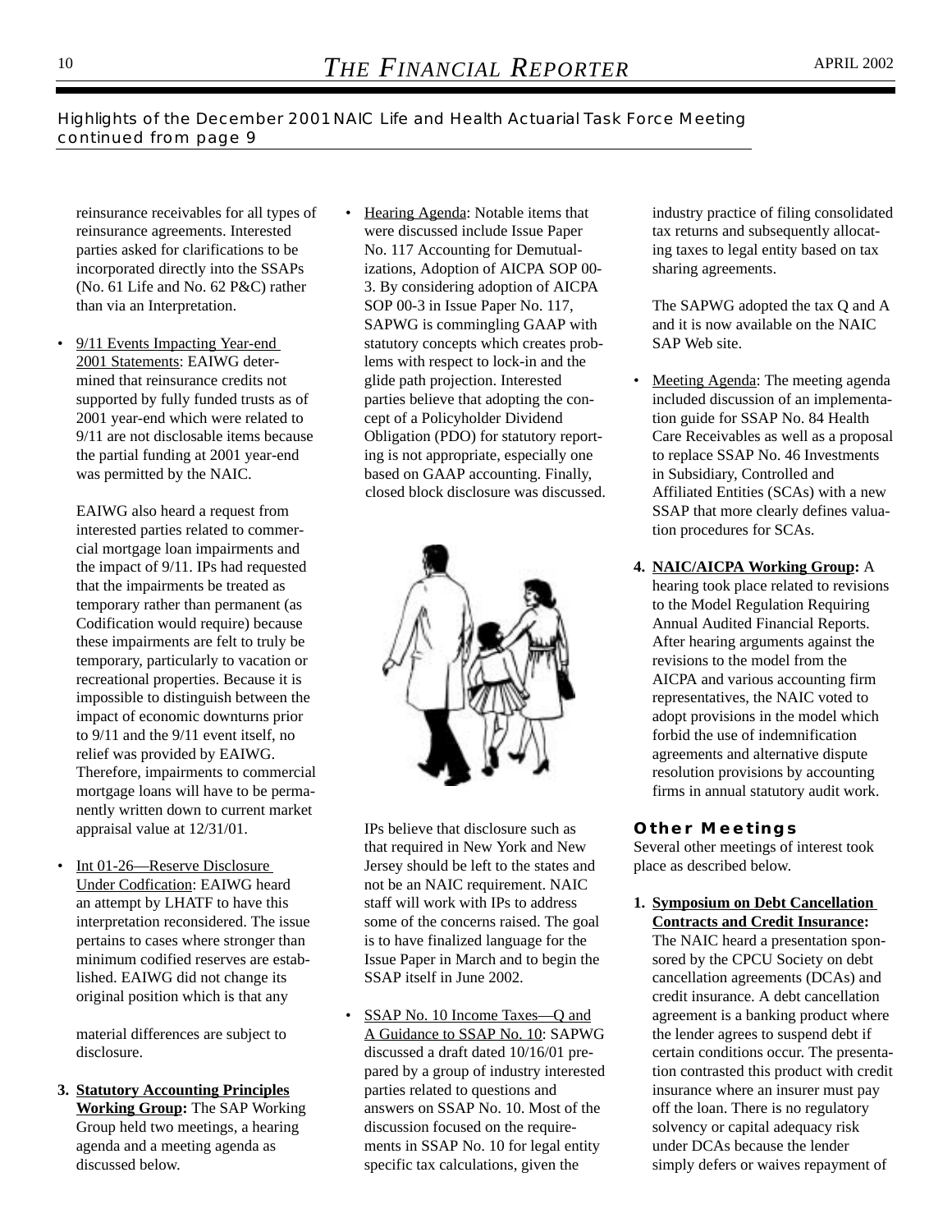Highlights of the December 2001 NAIC Life and Health Actuarial Task Force Meeting
continued from page 9

reinsurance receivables for all types of reinsurance agreements. Interested parties asked for clarifications to be incorporated directly into the SSAPs (No. 61 Life and No. 62 P&C) rather than via an Interpretation.

- 9/11 Events Impacting Year-end 2001 Statements: EAIWG determined that reinsurance credits not supported by fully funded trusts as of 2001 year-end which were related to 9/11 are not disclosable items because the partial funding at 2001 year-end was permitted by the NAIC.

  EAIWG also heard a request from interested parties related to commercial mortgage loan impairments and the impact of 9/11. IPs had requested that the impairments be treated as temporary rather than permanent (as Codification would require) because these impairments are felt to truly be temporary, particularly to vacation or recreational properties. Because it is impossible to distinguish between the impact of economic downturns prior to 9/11 and the 9/11 event itself, no relief was provided by EAIWG. Therefore, impairments to commercial mortgage loans will have to be permanently written down to current market appraisal value at 12/31/01.

- Int 01-26—Reserve Disclosure Under Codfication: EAIWG heard an attempt by LHATF to have this interpretation reconsidered. The issue pertains to cases where stronger than minimum codified reserves are established. EAIWG did not change its original position which is that any material differences are subject to disclosure.

3. **Statutory Accounting Principles Working Group:** The SAP Working Group held two meetings, a hearing agenda and a meeting agenda as discussed below.

- Hearing Agenda: Notable items that were discussed include Issue Paper No. 117 Accounting for Demutualizations, Adoption of AICPA SOP 00-3. By considering adoption of AICPA SOP 00-3 in Issue Paper No. 117, SAPWG is commingling GAAP with statutory concepts which creates problems with respect to lock-in and the glide path projection. Interested parties believe that adopting the concept of a Policyholder Dividend Obligation (PDO) for statutory reporting is not appropriate, especially one based on GAAP accounting. Finally, closed block disclosure was discussed.

  IPs believe that disclosure such as that required in New York and New Jersey should be left to the states and not be an NAIC requirement. NAIC staff will work with IPs to address some of the concerns raised. The goal is to have finalized language for the Issue Paper in March and to begin the SSAP itself in June 2002.

- SSAP No. 10 Income Taxes—Q and A Guidance to SSAP No. 10: SAPWG discussed a draft dated 10/16/01 prepared by a group of industry interested parties related to questions and answers on SSAP No. 10. Most of the discussion focused on the requirements in SSAP No. 10 for legal entity specific tax calculations, given the industry practice of filing consolidated tax returns and subsequently allocating taxes to legal entity based on tax sharing agreements.

  The SAPWG adopted the tax Q and A and it is now available on the NAIC SAP Web site.

- Meeting Agenda: The meeting agenda included discussion of an implementation guide for SSAP No. 84 Health Care Receivables as well as a proposal to replace SSAP No. 46 Investments in Subsidiary, Controlled and Affiliated Entities (SCAs) with a new SSAP that more clearly defines valuation procedures for SCAs.

4. **NAIC/AICPA Working Group:** A hearing took place related to revisions to the Model Regulation Requiring Annual Audited Financial Reports. After hearing arguments against the revisions to the model from the AICPA and various accounting firm representatives, the NAIC voted to adopt provisions in the model which forbid the use of indemnification agreements and alternative dispute resolution provisions by accounting firms in annual statutory audit work.

## Other Meetings

Several other meetings of interest took place as described below.

1. **Symposium on Debt Cancellation Contracts and Credit Insurance:** The NAIC heard a presentation sponsored by the CPCU Society on debt cancellation agreements (DCAs) and credit insurance. A debt cancellation agreement is a banking product where the lender agrees to suspend debt if certain conditions occur. The presentation contrasted this product with credit insurance where an insurer must pay off the loan. There is no regulatory solvency or capital adequacy risk under DCAs because the lender simply defers or waives repayment of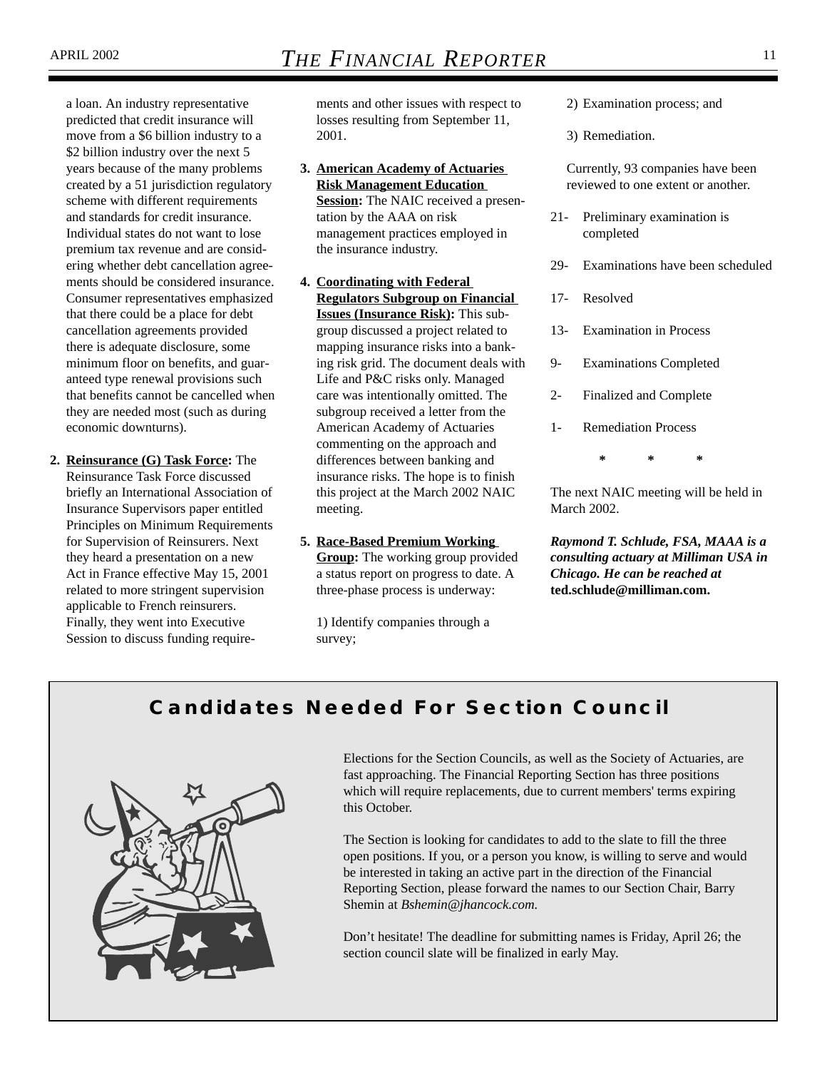a loan. An industry representative predicted that credit insurance will move from a $6 billion industry to a $2 billion industry over the next 5 years because of the many problems created by a 51 jurisdiction regulatory scheme with different requirements and standards for credit insurance. Individual states do not want to lose premium tax revenue and are considering whether debt cancellation agreements should be considered insurance. Consumer representatives emphasized that there could be a place for debt cancellation agreements provided there is adequate disclosure, some minimum floor on benefits, and guaranteed type renewal provisions such that benefits cannot be cancelled when they are needed most (such as during economic downturns).

2. **Reinsurance (G) Task Force:** The Reinsurance Task Force discussed briefly an International Association of Insurance Supervisors paper entitled Principles on Minimum Requirements for Supervision of Reinsurers. Next they heard a presentation on a new Act in France effective May 15, 2001 related to more stringent supervision applicable to French reinsurers. Finally, they went into Executive Session to discuss funding requirements and other issues with respect to losses resulting from September 11, 2001.

3. **American Academy of Actuaries Risk Management Education Session:** The NAIC received a presentation by the AAA on risk management practices employed in the insurance industry.

4. **Coordinating with Federal Regulators Subgroup on Financial Issues (Insurance Risk):** This subgroup discussed a project related to mapping insurance risks into a banking risk grid. The document deals with Life and P&C risks only. Managed care was intentionally omitted. The subgroup received a letter from the American Academy of Actuaries commenting on the approach and differences between banking and insurance risks. The hope is to finish this project at the March 2002 NAIC meeting.

5. **Race-Based Premium Working Group:** The working group provided a status report on progress to date. A three-phase process is underway:

   1) Identify companies through a survey;

   2) Examination process; and

   3) Remediation.

   Currently, 93 companies have been reviewed to one extent or another.

21- Preliminary examination is completed

29- Examinations have been scheduled

17- Resolved

13- Examination in Process

9- Examinations Completed

2- Finalized and Complete

1- Remediation Process

\* \* \*

The next NAIC meeting will be held in March 2002.

***Raymond T. Schlude, FSA, MAAA is a consulting actuary at Milliman USA in Chicago. He can be reached at* ted.schlude@milliman.com.**

## Candidates Needed For Section Council

Elections for the Section Councils, as well as the Society of Actuaries, are fast approaching. The Financial Reporting Section has three positions which will require replacements, due to current members' terms expiring this October.

The Section is looking for candidates to add to the slate to fill the three open positions. If you, or a person you know, is willing to serve and would be interested in taking an active part in the direction of the Financial Reporting Section, please forward the names to our Section Chair, Barry Shemin at *Bshemin@jhancock.com.*

Don't hesitate! The deadline for submitting names is Friday, April 26; the section council slate will be finalized in early May.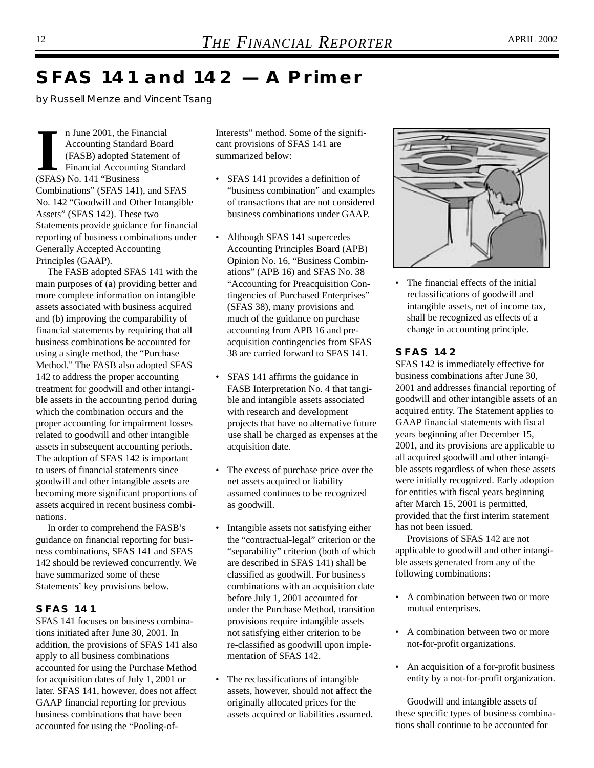# SFAS 141 and 142 — A Primer

by Russell Menze and Vincent Tsang

In June 2001, the Financial Accounting Standard Board (FASB) adopted Statement of Financial Accounting Standard (SFAS) No. 141 "Business Combinations" (SFAS 141), and SFAS No. 142 "Goodwill and Other Intangible Assets" (SFAS 142). These two Statements provide guidance for financial reporting of business combinations under Generally Accepted Accounting Principles (GAAP).

The FASB adopted SFAS 141 with the main purposes of (a) providing better and more complete information on intangible assets associated with business acquired and (b) improving the comparability of financial statements by requiring that all business combinations be accounted for using a single method, the "Purchase Method." The FASB also adopted SFAS 142 to address the proper accounting treatment for goodwill and other intangible assets in the accounting period during which the combination occurs and the proper accounting for impairment losses related to goodwill and other intangible assets in subsequent accounting periods. The adoption of SFAS 142 is important to users of financial statements since goodwill and other intangible assets are becoming more significant proportions of assets acquired in recent business combinations.

In order to comprehend the FASB's guidance on financial reporting for business combinations, SFAS 141 and SFAS 142 should be reviewed concurrently. We have summarized some of these Statements' key provisions below.

## SFAS 141

SFAS 141 focuses on business combinations initiated after June 30, 2001. In addition, the provisions of SFAS 141 also apply to all business combinations accounted for using the Purchase Method for acquisition dates of July 1, 2001 or later. SFAS 141, however, does not affect GAAP financial reporting for previous business combinations that have been accounted for using the "Pooling-of-Interests" method. Some of the significant provisions of SFAS 141 are summarized below:

- SFAS 141 provides a definition of "business combination" and examples of transactions that are not considered business combinations under GAAP.
- Although SFAS 141 supercedes Accounting Principles Board (APB) Opinion No. 16, "Business Combinations" (APB 16) and SFAS No. 38 "Accounting for Preacquisition Contingencies of Purchased Enterprises" (SFAS 38), many provisions and much of the guidance on purchase accounting from APB 16 and pre-acquisition contingencies from SFAS 38 are carried forward to SFAS 141.
- SFAS 141 affirms the guidance in FASB Interpretation No. 4 that tangible and intangible assets associated with research and development projects that have no alternative future use shall be charged as expenses at the acquisition date.
- The excess of purchase price over the net assets acquired or liability assumed continues to be recognized as goodwill.
- Intangible assets not satisfying either the "contractual-legal" criterion or the "separability" criterion (both of which are described in SFAS 141) shall be classified as goodwill. For business combinations with an acquisition date before July 1, 2001 accounted for under the Purchase Method, transition provisions require intangible assets not satisfying either criterion to be re-classified as goodwill upon implementation of SFAS 142.
- The reclassifications of intangible assets, however, should not affect the originally allocated prices for the assets acquired or liabilities assumed.
- The financial effects of the initial reclassifications of goodwill and intangible assets, net of income tax, shall be recognized as effects of a change in accounting principle.

## SFAS 142

SFAS 142 is immediately effective for business combinations after June 30, 2001 and addresses financial reporting of goodwill and other intangible assets of an acquired entity. The Statement applies to GAAP financial statements with fiscal years beginning after December 15, 2001, and its provisions are applicable to all acquired goodwill and other intangible assets regardless of when these assets were initially recognized. Early adoption for entities with fiscal years beginning after March 15, 2001 is permitted, provided that the first interim statement has not been issued.

Provisions of SFAS 142 are not applicable to goodwill and other intangible assets generated from any of the following combinations:

- A combination between two or more mutual enterprises.
- A combination between two or more not-for-profit organizations.
- An acquisition of a for-profit business entity by a not-for-profit organization.

Goodwill and intangible assets of these specific types of business combinations shall continue to be accounted for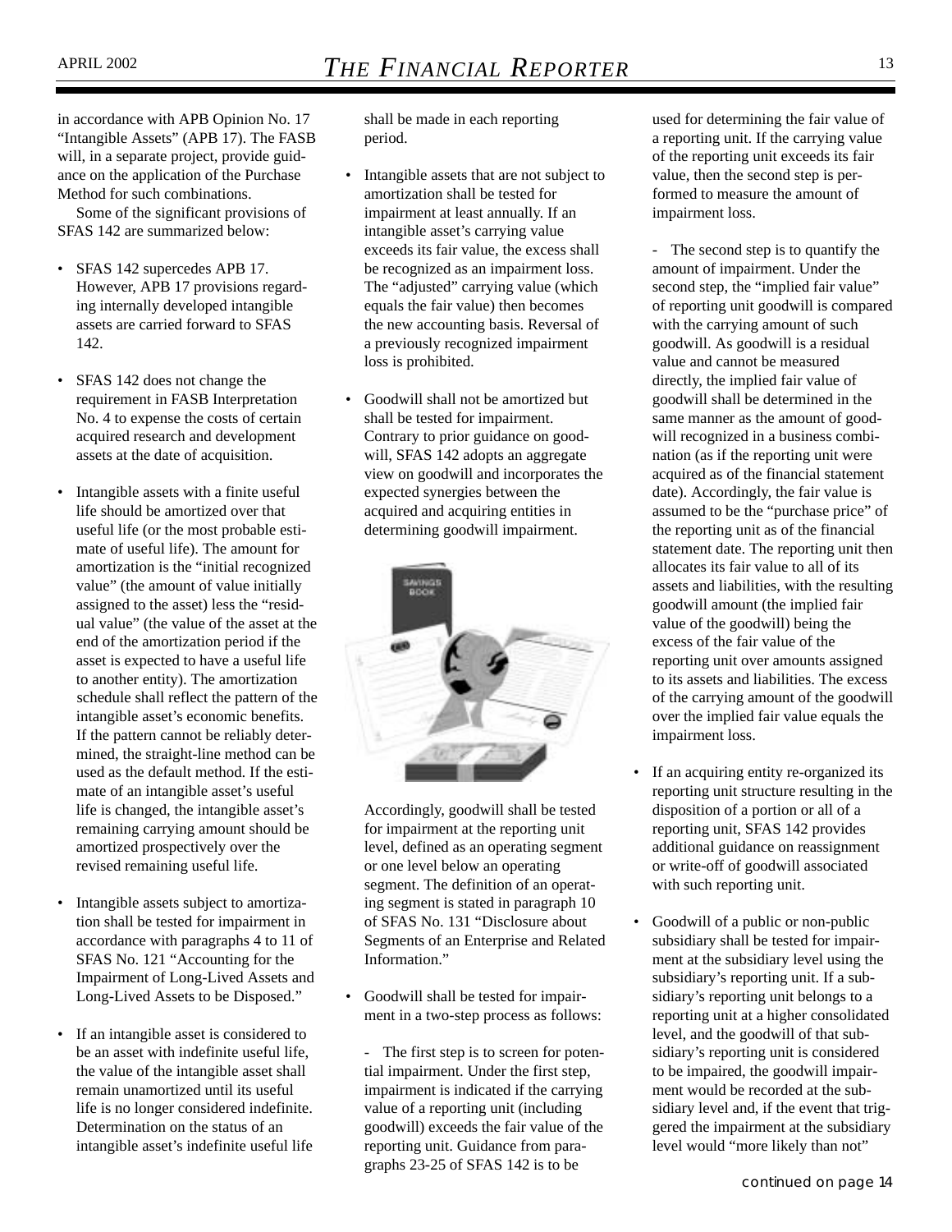in accordance with APB Opinion No. 17 "Intangible Assets" (APB 17). The FASB will, in a separate project, provide guidance on the application of the Purchase Method for such combinations.

Some of the significant provisions of SFAS 142 are summarized below:

- SFAS 142 supercedes APB 17. However, APB 17 provisions regarding internally developed intangible assets are carried forward to SFAS 142.
- SFAS 142 does not change the requirement in FASB Interpretation No. 4 to expense the costs of certain acquired research and development assets at the date of acquisition.
- Intangible assets with a finite useful life should be amortized over that useful life (or the most probable estimate of useful life). The amount for amortization is the "initial recognized value" (the amount of value initially assigned to the asset) less the "residual value" (the value of the asset at the end of the amortization period if the asset is expected to have a useful life to another entity). The amortization schedule shall reflect the pattern of the intangible asset's economic benefits. If the pattern cannot be reliably determined, the straight-line method can be used as the default method. If the estimate of an intangible asset's useful life is changed, the intangible asset's remaining carrying amount should be amortized prospectively over the revised remaining useful life.
- Intangible assets subject to amortization shall be tested for impairment in accordance with paragraphs 4 to 11 of SFAS No. 121 "Accounting for the Impairment of Long-Lived Assets and Long-Lived Assets to be Disposed."
- If an intangible asset is considered to be an asset with indefinite useful life, the value of the intangible asset shall remain unamortized until its useful life is no longer considered indefinite. Determination on the status of an intangible asset's indefinite useful life shall be made in each reporting period.
- Intangible assets that are not subject to amortization shall be tested for impairment at least annually. If an intangible asset's carrying value exceeds its fair value, the excess shall be recognized as an impairment loss. The "adjusted" carrying value (which equals the fair value) then becomes the new accounting basis. Reversal of a previously recognized impairment loss is prohibited.
- Goodwill shall not be amortized but shall be tested for impairment. Contrary to prior guidance on goodwill, SFAS 142 adopts an aggregate view on goodwill and incorporates the expected synergies between the acquired and acquiring entities in determining goodwill impairment.

  Accordingly, goodwill shall be tested for impairment at the reporting unit level, defined as an operating segment or one level below an operating segment. The definition of an operating segment is stated in paragraph 10 of SFAS No. 131 "Disclosure about Segments of an Enterprise and Related Information."
- Goodwill shall be tested for impairment in a two-step process as follows:

  - The first step is to screen for potential impairment. Under the first step, impairment is indicated if the carrying value of a reporting unit (including goodwill) exceeds the fair value of the reporting unit. Guidance from paragraphs 23-25 of SFAS 142 is to be used for determining the fair value of a reporting unit. If the carrying value of the reporting unit exceeds its fair value, then the second step is performed to measure the amount of impairment loss.

  - The second step is to quantify the amount of impairment. Under the second step, the "implied fair value" of reporting unit goodwill is compared with the carrying amount of such goodwill. As goodwill is a residual value and cannot be measured directly, the implied fair value of goodwill shall be determined in the same manner as the amount of goodwill recognized in a business combination (as if the reporting unit were acquired as of the financial statement date). Accordingly, the fair value is assumed to be the "purchase price" of the reporting unit as of the financial statement date. The reporting unit then allocates its fair value to all of its assets and liabilities, with the resulting goodwill amount (the implied fair value of the goodwill) being the excess of the fair value of the reporting unit over amounts assigned to its assets and liabilities. The excess of the carrying amount of the goodwill over the implied fair value equals the impairment loss.
- If an acquiring entity re-organized its reporting unit structure resulting in the disposition of a portion or all of a reporting unit, SFAS 142 provides additional guidance on reassignment or write-off of goodwill associated with such reporting unit.
- Goodwill of a public or non-public subsidiary shall be tested for impairment at the subsidiary level using the subsidiary's reporting unit. If a subsidiary's reporting unit belongs to a reporting unit at a higher consolidated level, and the goodwill of that subsidiary's reporting unit is considered to be impaired, the goodwill impairment would be recorded at the subsidiary level and, if the event that triggered the impairment at the subsidiary level would "more likely than not"

*continued on page 14*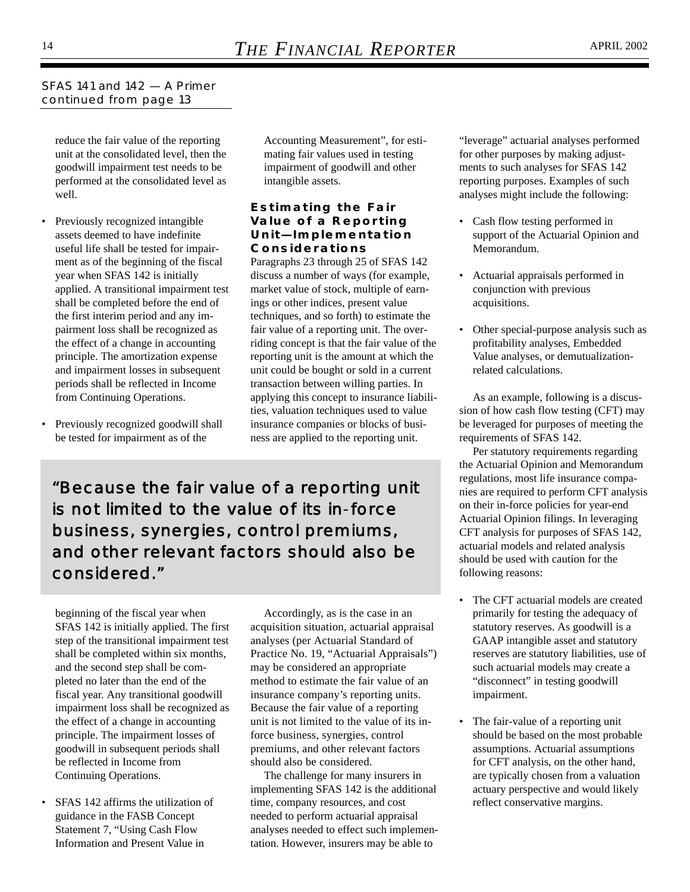SFAS 141 and 142 — A Primer
continued from page 13

reduce the fair value of the reporting unit at the consolidated level, then the goodwill impairment test needs to be performed at the consolidated level as well.

- Previously recognized intangible assets deemed to have indefinite useful life shall be tested for impairment as of the beginning of the fiscal year when SFAS 142 is initially applied. A transitional impairment test shall be completed before the end of the first interim period and any impairment loss shall be recognized as the effect of a change in accounting principle. The amortization expense and impairment losses in subsequent periods shall be reflected in Income from Continuing Operations.

- Previously recognized goodwill shall be tested for impairment as of the beginning of the fiscal year when SFAS 142 is initially applied. The first step of the transitional impairment test shall be completed within six months, and the second step shall be completed no later than the end of the fiscal year. Any transitional goodwill impairment loss shall be recognized as the effect of a change in accounting principle. The impairment losses of goodwill in subsequent periods shall be reflected in Income from Continuing Operations.

- SFAS 142 affirms the utilization of guidance in the FASB Concept Statement 7, "Using Cash Flow Information and Present Value in Accounting Measurement", for estimating fair values used in testing impairment of goodwill and other intangible assets.

### Estimating the Fair Value of a Reporting Unit—Implementation Considerations

Paragraphs 23 through 25 of SFAS 142 discuss a number of ways (for example, market value of stock, multiple of earnings or other indices, present value techniques, and so forth) to estimate the fair value of a reporting unit. The overriding concept is that the fair value of the reporting unit is the amount at which the unit could be bought or sold in a current transaction between willing parties. In applying this concept to insurance liabilities, valuation techniques used to value insurance companies or blocks of business are applied to the reporting unit.

> "Because the fair value of a reporting unit is not limited to the value of its in-force business, synergies, control premiums, and other relevant factors should also be considered."

Accordingly, as is the case in an acquisition situation, actuarial appraisal analyses (per Actuarial Standard of Practice No. 19, "Actuarial Appraisals") may be considered an appropriate method to estimate the fair value of an insurance company's reporting units. Because the fair value of a reporting unit is not limited to the value of its in-force business, synergies, control premiums, and other relevant factors should also be considered.

The challenge for many insurers in implementing SFAS 142 is the additional time, company resources, and cost needed to perform actuarial appraisal analyses needed to effect such implementation. However, insurers may be able to "leverage" actuarial analyses performed for other purposes by making adjustments to such analyses for SFAS 142 reporting purposes. Examples of such analyses might include the following:

- Cash flow testing performed in support of the Actuarial Opinion and Memorandum.

- Actuarial appraisals performed in conjunction with previous acquisitions.

- Other special-purpose analysis such as profitability analyses, Embedded Value analyses, or demutualization-related calculations.

As an example, following is a discussion of how cash flow testing (CFT) may be leveraged for purposes of meeting the requirements of SFAS 142.

Per statutory requirements regarding the Actuarial Opinion and Memorandum regulations, most life insurance companies are required to perform CFT analysis on their in-force policies for year-end Actuarial Opinion filings. In leveraging CFT analysis for purposes of SFAS 142, actuarial models and related analysis should be used with caution for the following reasons:

- The CFT actuarial models are created primarily for testing the adequacy of statutory reserves. As goodwill is a GAAP intangible asset and statutory reserves are statutory liabilities, use of such actuarial models may create a "disconnect" in testing goodwill impairment.

- The fair-value of a reporting unit should be based on the most probable assumptions. Actuarial assumptions for CFT analysis, on the other hand, are typically chosen from a valuation actuary perspective and would likely reflect conservative margins.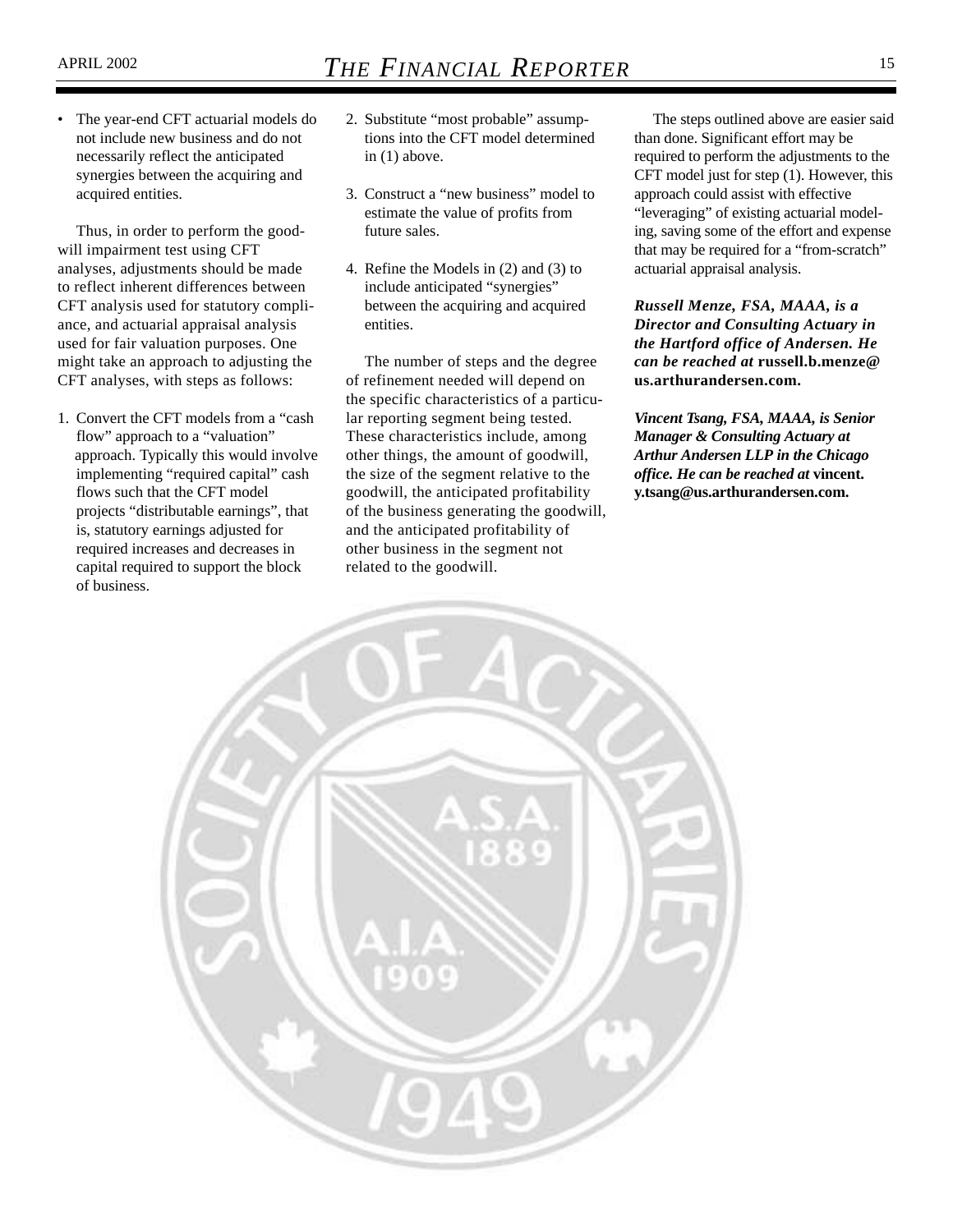- The year-end CFT actuarial models do not include new business and do not necessarily reflect the anticipated synergies between the acquiring and acquired entities.

Thus, in order to perform the goodwill impairment test using CFT analyses, adjustments should be made to reflect inherent differences between CFT analysis used for statutory compliance, and actuarial appraisal analysis used for fair valuation purposes. One might take an approach to adjusting the CFT analyses, with steps as follows:

1. Convert the CFT models from a "cash flow" approach to a "valuation" approach. Typically this would involve implementing "required capital" cash flows such that the CFT model projects "distributable earnings", that is, statutory earnings adjusted for required increases and decreases in capital required to support the block of business.
2. Substitute "most probable" assumptions into the CFT model determined in (1) above.
3. Construct a "new business" model to estimate the value of profits from future sales.
4. Refine the Models in (2) and (3) to include anticipated "synergies" between the acquiring and acquired entities.

The number of steps and the degree of refinement needed will depend on the specific characteristics of a particular reporting segment being tested. These characteristics include, among other things, the amount of goodwill, the size of the segment relative to the goodwill, the anticipated profitability of the business generating the goodwill, and the anticipated profitability of other business in the segment not related to the goodwill.

The steps outlined above are easier said than done. Significant effort may be required to perform the adjustments to the CFT model just for step (1). However, this approach could assist with effective "leveraging" of existing actuarial modeling, saving some of the effort and expense that may be required for a "from-scratch" actuarial appraisal analysis.

***Russell Menze, FSA, MAAA, is a Director and Consulting Actuary in the Hartford office of Andersen. He can be reached at* russell.b.menze@us.arthurandersen.com.**

***Vincent Tsang, FSA, MAAA, is Senior Manager & Consulting Actuary at Arthur Andersen LLP in the Chicago office. He can be reached at* vincent.y.tsang@us.arthurandersen.com.**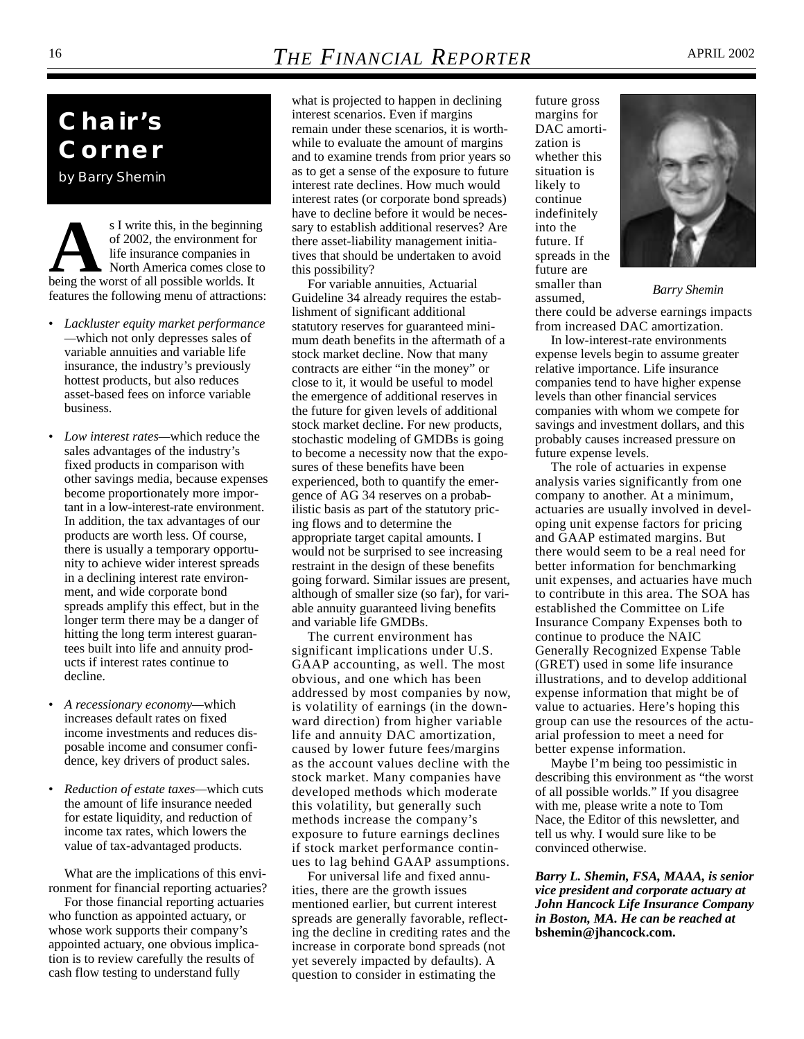# Chair's Corner

*by Barry Shemin*

As I write this, in the beginning of 2002, the environment for life insurance companies in North America comes close to being the worst of all possible worlds. It features the following menu of attractions:

- *Lackluster equity market performance*—which not only depresses sales of variable annuities and variable life insurance, the industry's previously hottest products, but also reduces asset-based fees on inforce variable business.
- *Low interest rates*—which reduce the sales advantages of the industry's fixed products in comparison with other savings media, because expenses become proportionately more important in a low-interest-rate environment. In addition, the tax advantages of our products are worth less. Of course, there is usually a temporary opportunity to achieve wider interest spreads in a declining interest rate environment, and wide corporate bond spreads amplify this effect, but in the longer term there may be a danger of hitting the long term interest guarantees built into life and annuity products if interest rates continue to decline.
- *A recessionary economy*—which increases default rates on fixed income investments and reduces disposable income and consumer confidence, key drivers of product sales.
- *Reduction of estate taxes*—which cuts the amount of life insurance needed for estate liquidity, and reduction of income tax rates, which lowers the value of tax-advantaged products.

What are the implications of this environment for financial reporting actuaries?

For those financial reporting actuaries who function as appointed actuary, or whose work supports their company's appointed actuary, one obvious implication is to review carefully the results of cash flow testing to understand fully what is projected to happen in declining interest scenarios. Even if margins remain under these scenarios, it is worthwhile to evaluate the amount of margins and to examine trends from prior years so as to get a sense of the exposure to future interest rate declines. How much would interest rates (or corporate bond spreads) have to decline before it would be necessary to establish additional reserves? Are there asset-liability management initiatives that should be undertaken to avoid this possibility?

For variable annuities, Actuarial Guideline 34 already requires the establishment of significant additional statutory reserves for guaranteed minimum death benefits in the aftermath of a stock market decline. Now that many contracts are either "in the money" or close to it, it would be useful to model the emergence of additional reserves in the future for given levels of additional stock market decline. For new products, stochastic modeling of GMDBs is going to become a necessity now that the exposures of these benefits have been experienced, both to quantify the emergence of AG 34 reserves on a probabilistic basis as part of the statutory pricing flows and to determine the appropriate target capital amounts. I would not be surprised to see increasing restraint in the design of these benefits going forward. Similar issues are present, although of smaller size (so far), for variable annuity guaranteed living benefits and variable life GMDBs.

The current environment has significant implications under U.S. GAAP accounting, as well. The most obvious, and one which has been addressed by most companies by now, is volatility of earnings (in the downward direction) from higher variable life and annuity DAC amortization, caused by lower future fees/margins as the account values decline with the stock market. Many companies have developed methods which moderate this volatility, but generally such methods increase the company's exposure to future earnings declines if stock market performance continues to lag behind GAAP assumptions.

For universal life and fixed annuities, there are the growth issues mentioned earlier, but current interest spreads are generally favorable, reflecting the decline in crediting rates and the increase in corporate bond spreads (not yet severely impacted by defaults). A question to consider in estimating the future gross margins for DAC amortization is whether this situation is likely to continue indefinitely into the future. If spreads in the future are smaller than assumed, there could be adverse earnings impacts from increased DAC amortization.

*Barry Shemin*

In low-interest-rate environments expense levels begin to assume greater relative importance. Life insurance companies tend to have higher expense levels than other financial services companies with whom we compete for savings and investment dollars, and this probably causes increased pressure on future expense levels.

The role of actuaries in expense analysis varies significantly from one company to another. At a minimum, actuaries are usually involved in developing unit expense factors for pricing and GAAP estimated margins. But there would seem to be a real need for better information for benchmarking unit expenses, and actuaries have much to contribute in this area. The SOA has established the Committee on Life Insurance Company Expenses both to continue to produce the NAIC Generally Recognized Expense Table (GRET) used in some life insurance illustrations, and to develop additional expense information that might be of value to actuaries. Here's hoping this group can use the resources of the actuarial profession to meet a need for better expense information.

Maybe I'm being too pessimistic in describing this environment as "the worst of all possible worlds." If you disagree with me, please write a note to Tom Nace, the Editor of this newsletter, and tell us why. I would sure like to be convinced otherwise.

***Barry L. Shemin, FSA, MAAA, is senior vice president and corporate actuary at John Hancock Life Insurance Company in Boston, MA. He can be reached at bshemin@jhancock.com.***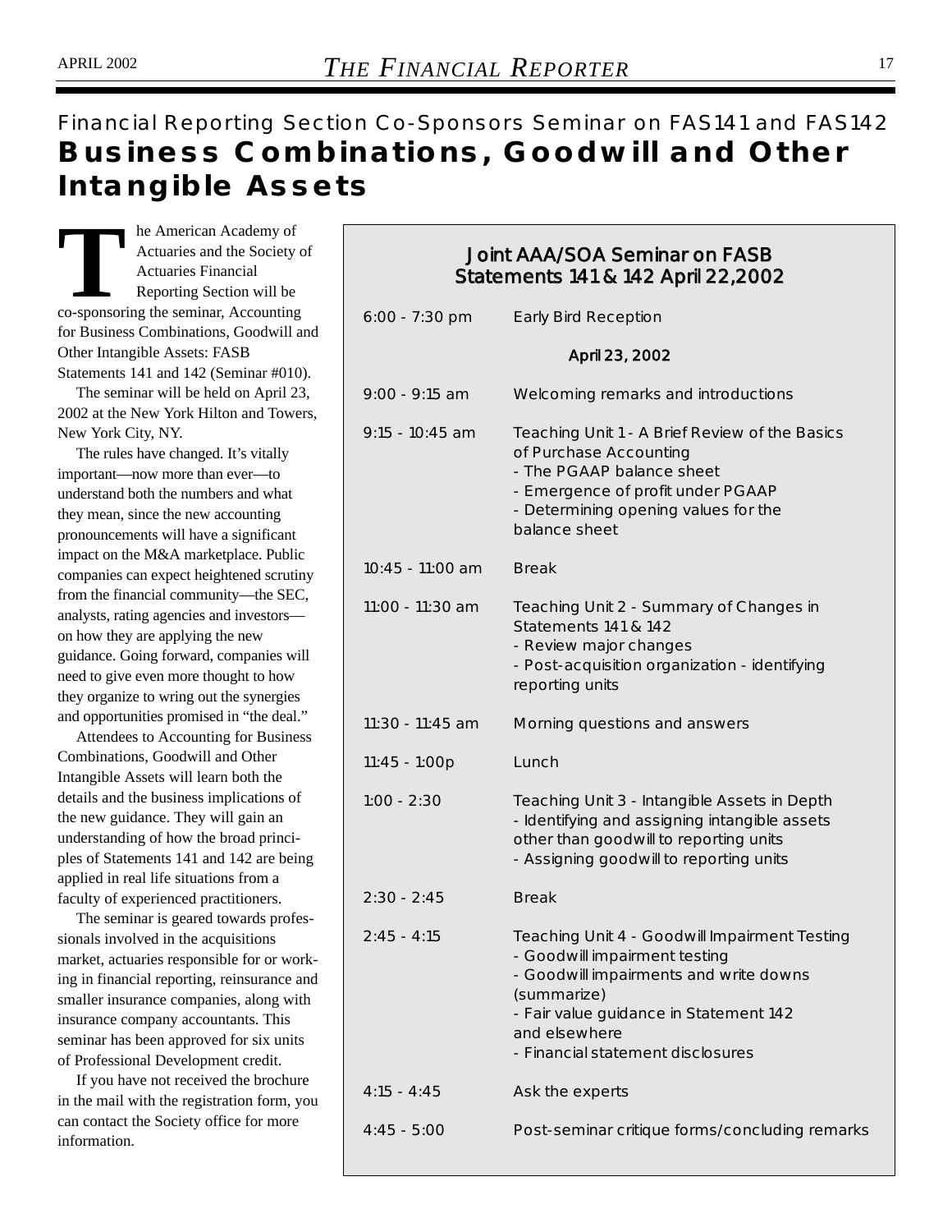Financial Reporting Section Co-Sponsors Seminar on FAS141 and FAS142

# Business Combinations, Goodwill and Other Intangible Assets

The American Academy of Actuaries and the Society of Actuaries Financial Reporting Section will be co-sponsoring the seminar, Accounting for Business Combinations, Goodwill and Other Intangible Assets: FASB Statements 141 and 142 (Seminar #010).

The seminar will be held on April 23, 2002 at the New York Hilton and Towers, New York City, NY.

The rules have changed. It's vitally important—now more than ever—to understand both the numbers and what they mean, since the new accounting pronouncements will have a significant impact on the M&A marketplace. Public companies can expect heightened scrutiny from the financial community—the SEC, analysts, rating agencies and investors—on how they are applying the new guidance. Going forward, companies will need to give even more thought to how they organize to wring out the synergies and opportunities promised in "the deal."

Attendees to Accounting for Business Combinations, Goodwill and Other Intangible Assets will learn both the details and the business implications of the new guidance. They will gain an understanding of how the broad principles of Statements 141 and 142 are being applied in real life situations from a faculty of experienced practitioners.

The seminar is geared towards professionals involved in the acquisitions market, actuaries responsible for or working in financial reporting, reinsurance and smaller insurance companies, along with insurance company accountants. This seminar has been approved for six units of Professional Development credit.

If you have not received the brochure in the mail with the registration form, you can contact the Society office for more information.

## Joint AAA/SOA Seminar on FASB Statements 141 & 142 April 22,2002

| | |
|---|---|
| 6:00 - 7:30 pm | Early Bird Reception |

**April 23, 2002**

| | |
|---|---|
| 9:00 - 9:15 am | Welcoming remarks and introductions |
| 9:15 - 10:45 am | Teaching Unit 1 - A Brief Review of the Basics of Purchase Accounting<br>- The PGAAP balance sheet<br>- Emergence of profit under PGAAP<br>- Determining opening values for the balance sheet |
| 10:45 - 11:00 am | Break |
| 11:00 - 11:30 am | Teaching Unit 2 - Summary of Changes in Statements 141 & 142<br>- Review major changes<br>- Post-acquisition organization - identifying reporting units |
| 11:30 - 11:45 am | Morning questions and answers |
| 11:45 - 1:00p | Lunch |
| 1:00 - 2:30 | Teaching Unit 3 - Intangible Assets in Depth<br>- Identifying and assigning intangible assets other than goodwill to reporting units<br>- Assigning goodwill to reporting units |
| 2:30 - 2:45 | Break |
| 2:45 - 4:15 | Teaching Unit 4 - Goodwill Impairment Testing<br>- Goodwill impairment testing<br>- Goodwill impairments and write downs (summarize)<br>- Fair value guidance in Statement 142 and elsewhere<br>- Financial statement disclosures |
| 4:15 - 4:45 | Ask the experts |
| 4:45 - 5:00 | Post-seminar critique forms/concluding remarks |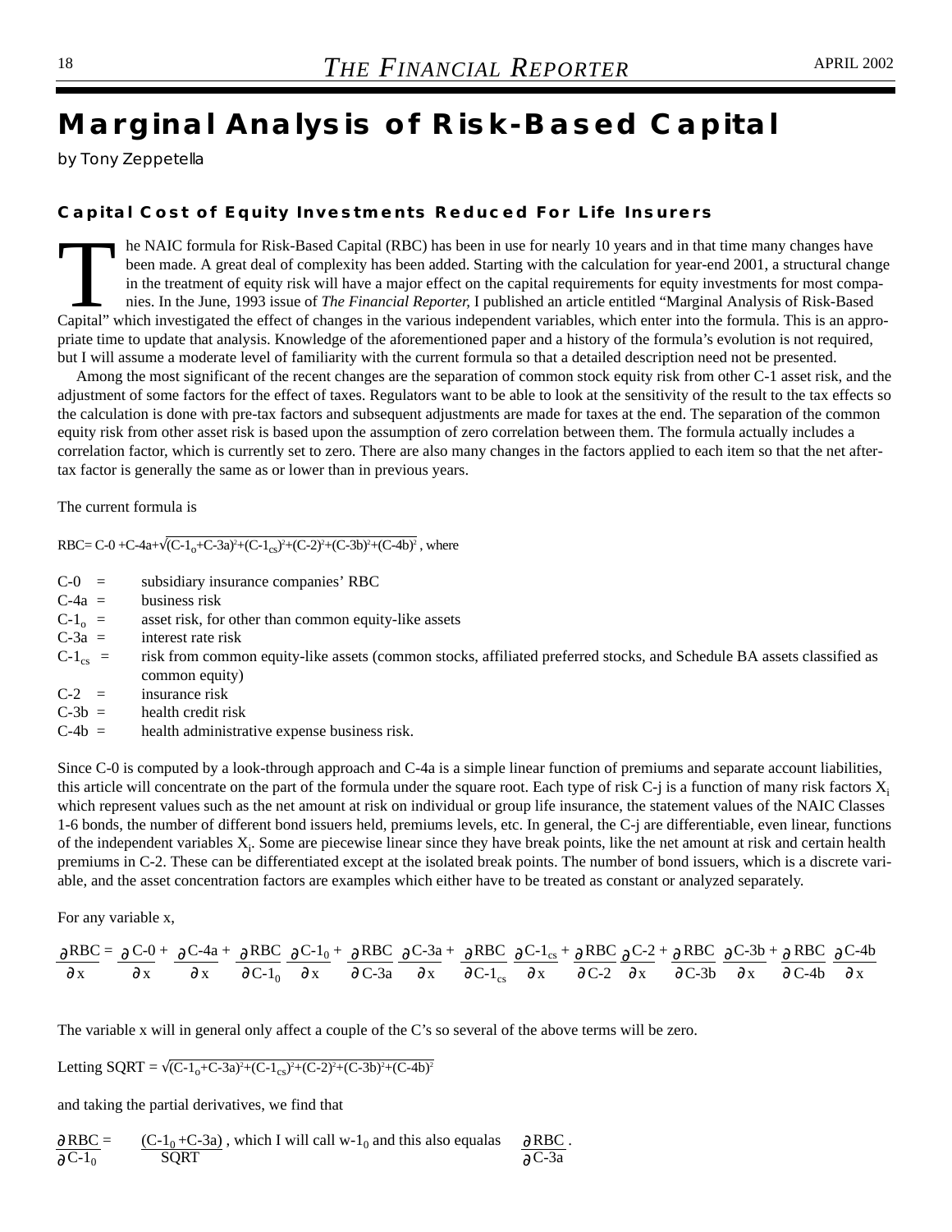# Marginal Analysis of Risk-Based Capital

*by Tony Zeppetella*

## Capital Cost of Equity Investments Reduced For Life Insurers

The NAIC formula for Risk-Based Capital (RBC) has been in use for nearly 10 years and in that time many changes have been made. A great deal of complexity has been added. Starting with the calculation for year-end 2001, a structural change in the treatment of equity risk will have a major effect on the capital requirements for equity investments for most companies. In the June, 1993 issue of *The Financial Reporter,* I published an article entitled "Marginal Analysis of Risk-Based Capital" which investigated the effect of changes in the various independent variables, which enter into the formula. This is an appropriate time to update that analysis. Knowledge of the aforementioned paper and a history of the formula's evolution is not required, but I will assume a moderate level of familiarity with the current formula so that a detailed description need not be presented.

Among the most significant of the recent changes are the separation of common stock equity risk from other C-1 asset risk, and the adjustment of some factors for the effect of taxes. Regulators want to be able to look at the sensitivity of the result to the tax effects so the calculation is done with pre-tax factors and subsequent adjustments are made for taxes at the end. The separation of the common equity risk from other asset risk is based upon the assumption of zero correlation between them. The formula actually includes a correlation factor, which is currently set to zero. There are also many changes in the factors applied to each item so that the net after-tax factor is generally the same as or lower than in previous years.

The current formula is

$$RBC = C\text{-}0 + C\text{-}4a + \sqrt{(C\text{-}1_o + C\text{-}3a)^2 + (C\text{-}1_{cs})^2 + (C\text{-}2)^2 + (C\text{-}3b)^2 + (C\text{-}4b)^2}$$ , where

- C-0 = subsidiary insurance companies' RBC
- C-4a = business risk
- $C\text{-}1_o$ = asset risk, for other than common equity-like assets
- C-3a = interest rate risk
- $C\text{-}1_{cs}$ = risk from common equity-like assets (common stocks, affiliated preferred stocks, and Schedule BA assets classified as common equity)
- C-2 = insurance risk
- C-3b = health credit risk
- C-4b = health administrative expense business risk.

Since C-0 is computed by a look-through approach and C-4a is a simple linear function of premiums and separate account liabilities, this article will concentrate on the part of the formula under the square root. Each type of risk C-j is a function of many risk factors $X_i$ which represent values such as the net amount at risk on individual or group life insurance, the statement values of the NAIC Classes 1-6 bonds, the number of different bond issuers held, premiums levels, etc. In general, the C-j are differentiable, even linear, functions of the independent variables $X_i$. Some are piecewise linear since they have break points, like the net amount at risk and certain health premiums in C-2. These can be differentiated except at the isolated break points. The number of bond issuers, which is a discrete variable, and the asset concentration factors are examples which either have to be treated as constant or analyzed separately.

For any variable x,

$$\frac{\partial RBC}{\partial x} = \frac{\partial C\text{-}0}{\partial x} + \frac{\partial C\text{-}4a}{\partial x} + \frac{\partial RBC}{\partial C\text{-}1_0}\frac{\partial C\text{-}1_0}{\partial x} + \frac{\partial RBC}{\partial C\text{-}3a}\frac{\partial C\text{-}3a}{\partial x} + \frac{\partial RBC}{\partial C\text{-}1_{cs}}\frac{\partial C\text{-}1_{cs}}{\partial x} + \frac{\partial RBC}{\partial C\text{-}2}\frac{\partial C\text{-}2}{\partial x} + \frac{\partial RBC}{\partial C\text{-}3b}\frac{\partial C\text{-}3b}{\partial x} + \frac{\partial RBC}{\partial C\text{-}4b}\frac{\partial C\text{-}4b}{\partial x}$$

The variable x will in general only affect a couple of the C's so several of the above terms will be zero.

Letting $SQRT = \sqrt{(C\text{-}1_o + C\text{-}3a)^2 + (C\text{-}1_{cs})^2 + (C\text{-}2)^2 + (C\text{-}3b)^2 + (C\text{-}4b)^2}$

and taking the partial derivatives, we find that

$\frac{\partial RBC}{\partial C\text{-}1_0} = \frac{(C\text{-}1_0 + C\text{-}3a)}{SQRT}$ , which I will call $w\text{-}1_0$ and this also equalas $\frac{\partial RBC}{\partial C\text{-}3a}$ .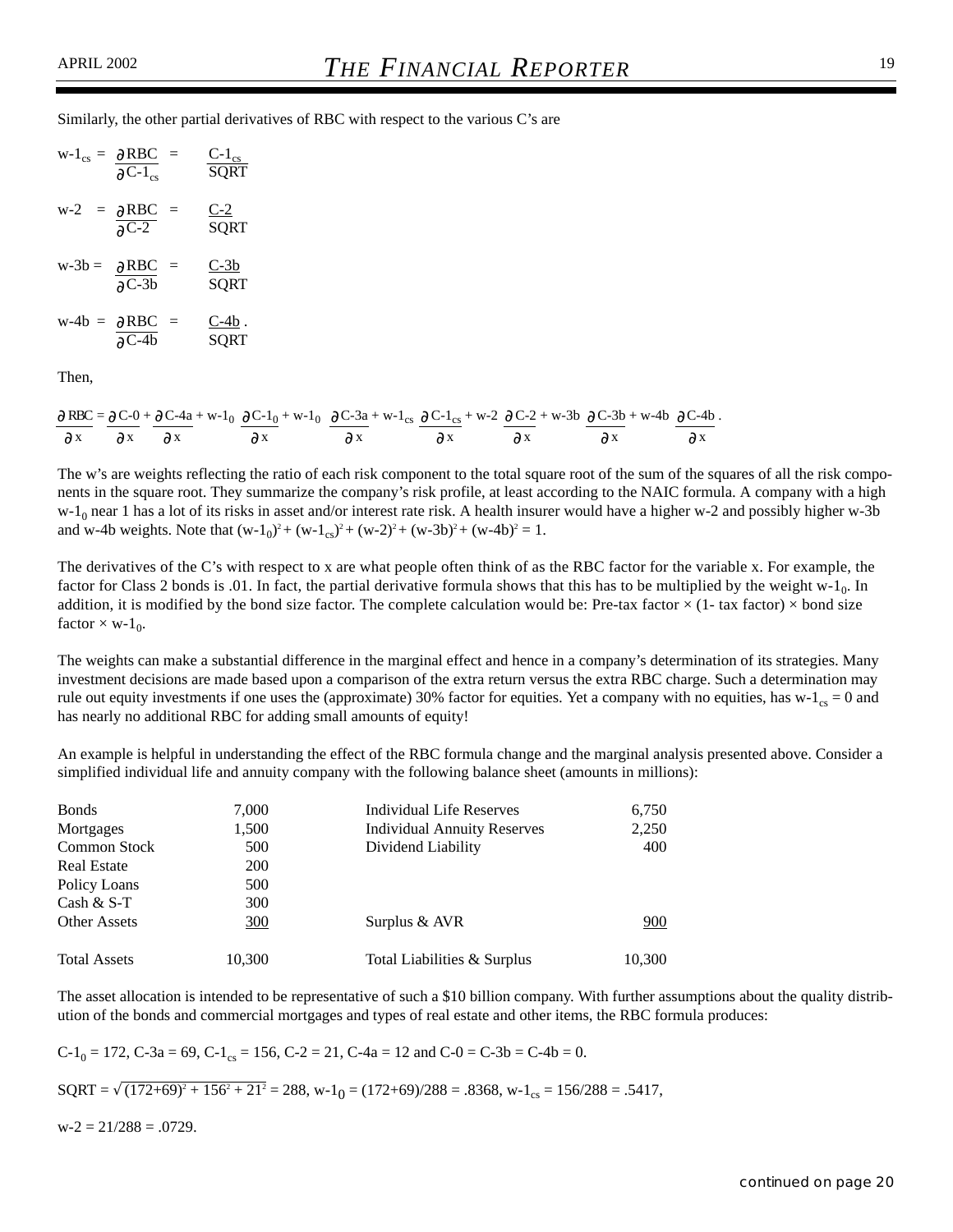Similarly, the other partial derivatives of RBC with respect to the various C's are

$$\text{w-1}_{cs} = \frac{\partial \text{RBC}}{\partial \text{C-1}_{cs}} = \frac{\text{C-1}_{cs}}{\text{SQRT}}$$

$$\text{w-2} = \frac{\partial \text{RBC}}{\partial \text{C-2}} = \frac{\text{C-2}}{\text{SQRT}}$$

$$\text{w-3b} = \frac{\partial \text{RBC}}{\partial \text{C-3b}} = \frac{\text{C-3b}}{\text{SQRT}}$$

$$\text{w-4b} = \frac{\partial \text{RBC}}{\partial \text{C-4b}} = \frac{\text{C-4b}}{\text{SQRT}}.$$

Then,

$$\frac{\partial \text{RBC}}{\partial x} = \frac{\partial \text{C-0}}{\partial x} + \frac{\partial \text{C-4a}}{\partial x} + \text{w-1}_0 \frac{\partial \text{C-1}_0}{\partial x} + \text{w-1}_0 \frac{\partial \text{C-3a}}{\partial x} + \text{w-1}_{cs} \frac{\partial \text{C-1}_{cs}}{\partial x} + \text{w-2} \frac{\partial \text{C-2}}{\partial x} + \text{w-3b} \frac{\partial \text{C-3b}}{\partial x} + \text{w-4b} \frac{\partial \text{C-4b}}{\partial x}.$$

The w's are weights reflecting the ratio of each risk component to the total square root of the sum of the squares of all the risk components in the square root. They summarize the company's risk profile, at least according to the NAIC formula. A company with a high $\text{w-1}_0$ near 1 has a lot of its risks in asset and/or interest rate risk. A health insurer would have a higher w-2 and possibly higher w-3b and w-4b weights. Note that $(\text{w-1}_0)^2 + (\text{w-1}_{cs})^2 + (\text{w-2})^2 + (\text{w-3b})^2 + (\text{w-4b})^2 = 1$.

The derivatives of the C's with respect to x are what people often think of as the RBC factor for the variable x. For example, the factor for Class 2 bonds is .01. In fact, the partial derivative formula shows that this has to be multiplied by the weight $\text{w-1}_0$. In addition, it is modified by the bond size factor. The complete calculation would be: Pre-tax factor × (1- tax factor) × bond size factor × $\text{w-1}_0$.

The weights can make a substantial difference in the marginal effect and hence in a company's determination of its strategies. Many investment decisions are made based upon a comparison of the extra return versus the extra RBC charge. Such a determination may rule out equity investments if one uses the (approximate) 30% factor for equities. Yet a company with no equities, has $\text{w-1}_{cs} = 0$ and has nearly no additional RBC for adding small amounts of equity!

An example is helpful in understanding the effect of the RBC formula change and the marginal analysis presented above. Consider a simplified individual life and annuity company with the following balance sheet (amounts in millions):

| | | | |
|---|---|---|---|
| Bonds | 7,000 | Individual Life Reserves | 6,750 |
| Mortgages | 1,500 | Individual Annuity Reserves | 2,250 |
| Common Stock | 500 | Dividend Liability | 400 |
| Real Estate | 200 | | |
| Policy Loans | 500 | | |
| Cash & S-T | 300 | | |
| Other Assets | 300 | Surplus & AVR | 900 |
| Total Assets | 10,300 | Total Liabilities & Surplus | 10,300 |

The asset allocation is intended to be representative of such a \$10 billion company. With further assumptions about the quality distribution of the bonds and commercial mortgages and types of real estate and other items, the RBC formula produces:

$\text{C-1}_0 = 172$, C-3a = 69, $\text{C-1}_{cs} = 156$, C-2 = 21, C-4a = 12 and C-0 = C-3b = C-4b = 0.

$\text{SQRT} = \sqrt{(172+69)^2 + 156^2 + 21^2} = 288$, $\text{w-1}_0 = (172+69)/288 = .8368$, $\text{w-1}_{cs} = 156/288 = .5417$,

w-2 = 21/288 = .0729.

*continued on page 20*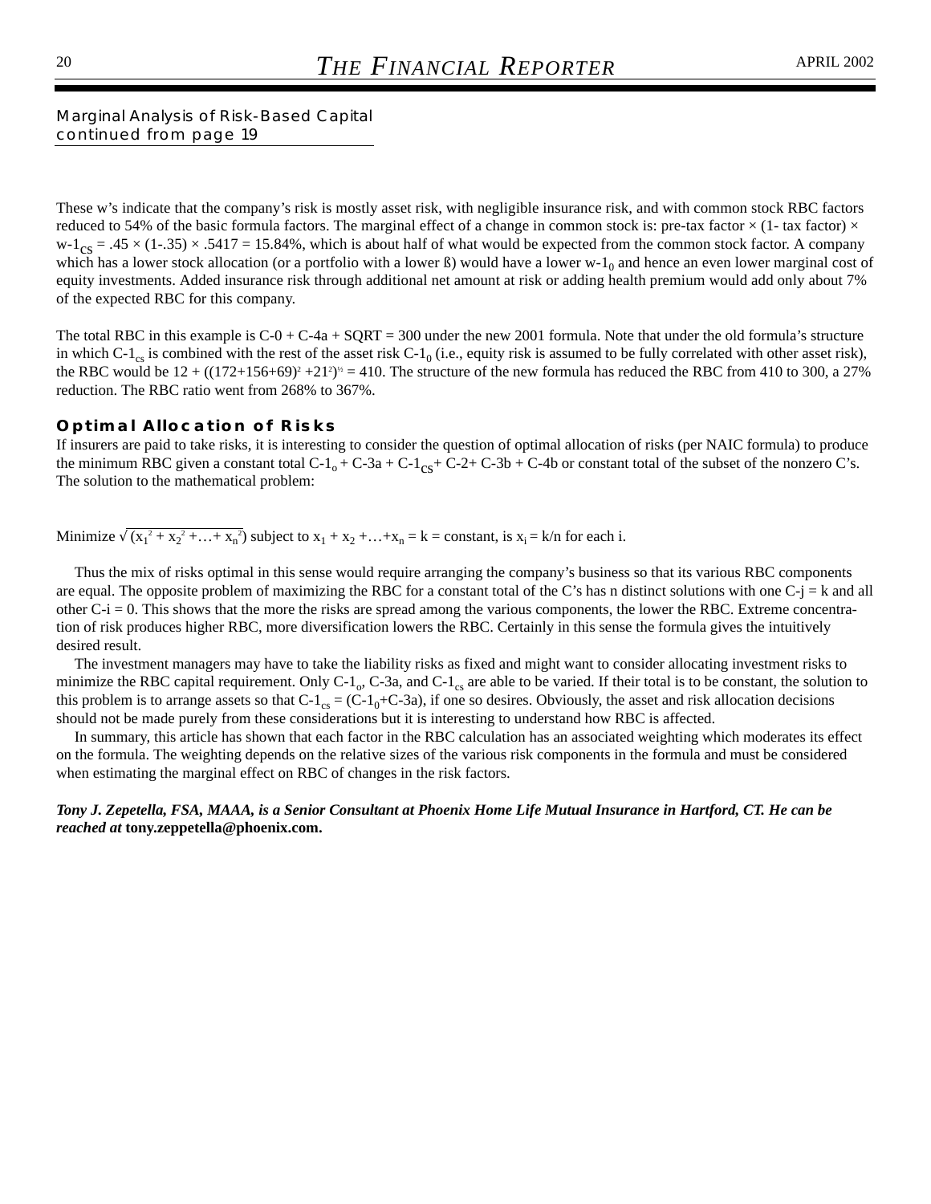Marginal Analysis of Risk-Based Capital
continued from page 19

These w's indicate that the company's risk is mostly asset risk, with negligible insurance risk, and with common stock RBC factors reduced to 54% of the basic formula factors. The marginal effect of a change in common stock is: pre-tax factor × (1- tax factor) × $w\text{-}1_{cs}$ = .45 × (1-.35) × .5417 = 15.84%, which is about half of what would be expected from the common stock factor. A company which has a lower stock allocation (or a portfolio with a lower ß) would have a lower $w\text{-}1_0$ and hence an even lower marginal cost of equity investments. Added insurance risk through additional net amount at risk or adding health premium would add only about 7% of the expected RBC for this company.

The total RBC in this example is C-0 + C-4a + SQRT = 300 under the new 2001 formula. Note that under the old formula's structure in which $C\text{-}1_{cs}$ is combined with the rest of the asset risk $C\text{-}1_0$ (i.e., equity risk is assumed to be fully correlated with other asset risk), the RBC would be $12 + ((172+156+69)^2 + 21^2)^{½} = 410$. The structure of the new formula has reduced the RBC from 410 to 300, a 27% reduction. The RBC ratio went from 268% to 367%.

## Optimal Allocation of Risks

If insurers are paid to take risks, it is interesting to consider the question of optimal allocation of risks (per NAIC formula) to produce the minimum RBC given a constant total $C\text{-}1_o$ + C-3a + $C\text{-}1_{cs}$+ C-2+ C-3b + C-4b or constant total of the subset of the nonzero C's. The solution to the mathematical problem:

Minimize $\sqrt{(x_1^2 + x_2^2 + \ldots + x_n^2)}$ subject to $x_1 + x_2 + \ldots + x_n = k$ = constant, is $x_i = k/n$ for each i.

Thus the mix of risks optimal in this sense would require arranging the company's business so that its various RBC components are equal. The opposite problem of maximizing the RBC for a constant total of the C's has n distinct solutions with one C-j = k and all other C-i = 0. This shows that the more the risks are spread among the various components, the lower the RBC. Extreme concentration of risk produces higher RBC, more diversification lowers the RBC. Certainly in this sense the formula gives the intuitively desired result.

The investment managers may have to take the liability risks as fixed and might want to consider allocating investment risks to minimize the RBC capital requirement. Only $C\text{-}1_o$, C-3a, and $C\text{-}1_{cs}$ are able to be varied. If their total is to be constant, the solution to this problem is to arrange assets so that $C\text{-}1_{cs} = (C\text{-}1_0\text{+}C\text{-}3a)$, if one so desires. Obviously, the asset and risk allocation decisions should not be made purely from these considerations but it is interesting to understand how RBC is affected.

In summary, this article has shown that each factor in the RBC calculation has an associated weighting which moderates its effect on the formula. The weighting depends on the relative sizes of the various risk components in the formula and must be considered when estimating the marginal effect on RBC of changes in the risk factors.

***Tony J. Zepetella, FSA, MAAA, is a Senior Consultant at Phoenix Home Life Mutual Insurance in Hartford, CT. He can be reached at* tony.zeppetella@phoenix.com.**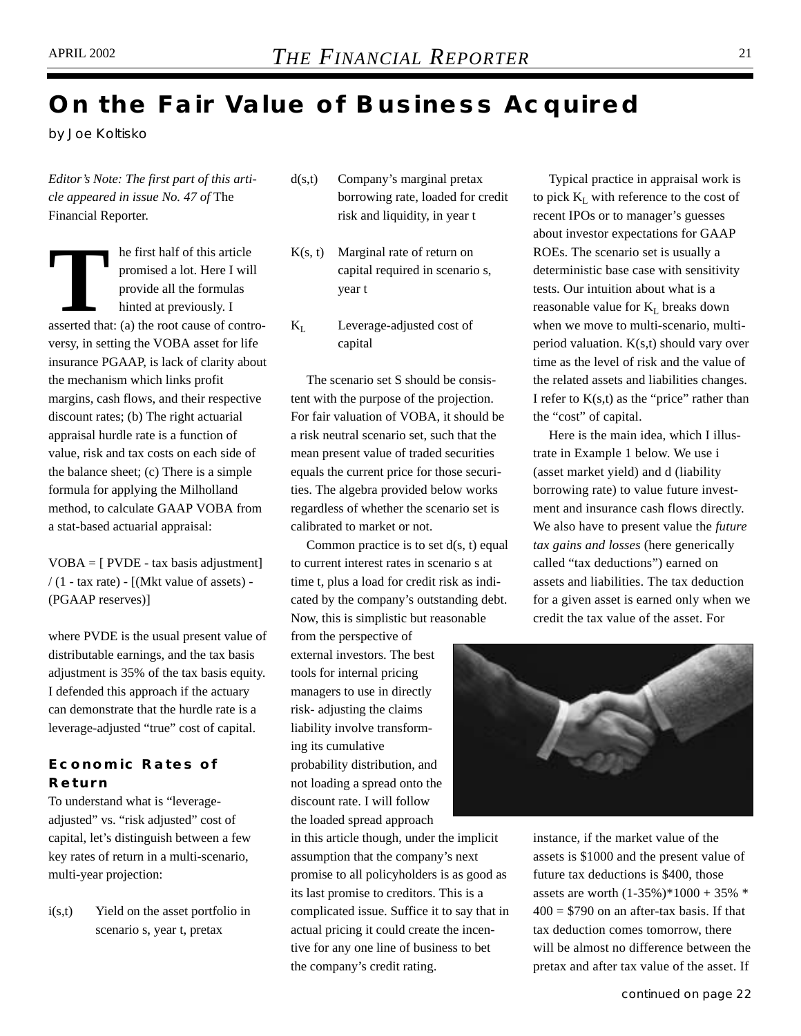# On the Fair Value of Business Acquired

*by Joe Koltisko*

*Editor's Note: The first part of this article appeared in issue No. 47 of* The Financial Reporter.

The first half of this article promised a lot. Here I will provide all the formulas hinted at previously. I asserted that: (a) the root cause of controversy, in setting the VOBA asset for life insurance PGAAP, is lack of clarity about the mechanism which links profit margins, cash flows, and their respective discount rates; (b) The right actuarial appraisal hurdle rate is a function of value, risk and tax costs on each side of the balance sheet; (c) There is a simple formula for applying the Milholland method, to calculate GAAP VOBA from a stat-based actuarial appraisal:

VOBA = [ PVDE - tax basis adjustment] / (1 - tax rate) - [(Mkt value of assets) - (PGAAP reserves)]

where PVDE is the usual present value of distributable earnings, and the tax basis adjustment is 35% of the tax basis equity. I defended this approach if the actuary can demonstrate that the hurdle rate is a leverage-adjusted "true" cost of capital.

## Economic Rates of Return

To understand what is "leverage-adjusted" vs. "risk adjusted" cost of capital, let's distinguish between a few key rates of return in a multi-scenario, multi-year projection:

- i(s,t) — Yield on the asset portfolio in scenario s, year t, pretax
- d(s,t) — Company's marginal pretax borrowing rate, loaded for credit risk and liquidity, in year t
- K(s, t) — Marginal rate of return on capital required in scenario s, year t
- $K_L$ — Leverage-adjusted cost of capital

The scenario set S should be consistent with the purpose of the projection. For fair valuation of VOBA, it should be a risk neutral scenario set, such that the mean present value of traded securities equals the current price for those securities. The algebra provided below works regardless of whether the scenario set is calibrated to market or not.

Common practice is to set d(s, t) equal to current interest rates in scenario s at time t, plus a load for credit risk as indicated by the company's outstanding debt. Now, this is simplistic but reasonable from the perspective of external investors. The best tools for internal pricing managers to use in directly risk- adjusting the claims liability involve transforming its cumulative probability distribution, and not loading a spread onto the discount rate. I will follow the loaded spread approach in this article though, under the implicit assumption that the company's next promise to all policyholders is as good as its last promise to creditors. This is a complicated issue. Suffice it to say that in actual pricing it could create the incentive for any one line of business to bet the company's credit rating.

Typical practice in appraisal work is to pick $K_L$ with reference to the cost of recent IPOs or to manager's guesses about investor expectations for GAAP ROEs. The scenario set is usually a deterministic base case with sensitivity tests. Our intuition about what is a reasonable value for $K_L$ breaks down when we move to multi-scenario, multi-period valuation. K(s,t) should vary over time as the level of risk and the value of the related assets and liabilities changes. I refer to K(s,t) as the "price" rather than the "cost" of capital.

Here is the main idea, which I illustrate in Example 1 below. We use i (asset market yield) and d (liability borrowing rate) to value future investment and insurance cash flows directly. We also have to present value the *future tax gains and losses* (here generically called "tax deductions") earned on assets and liabilities. The tax deduction for a given asset is earned only when we credit the tax value of the asset. For instance, if the market value of the assets is \$1000 and the present value of future tax deductions is \$400, those assets are worth (1-35%)*1000 + 35% * 400 = \$790 on an after-tax basis. If that tax deduction comes tomorrow, there will be almost no difference between the pretax and after tax value of the asset. If

*continued on page 22*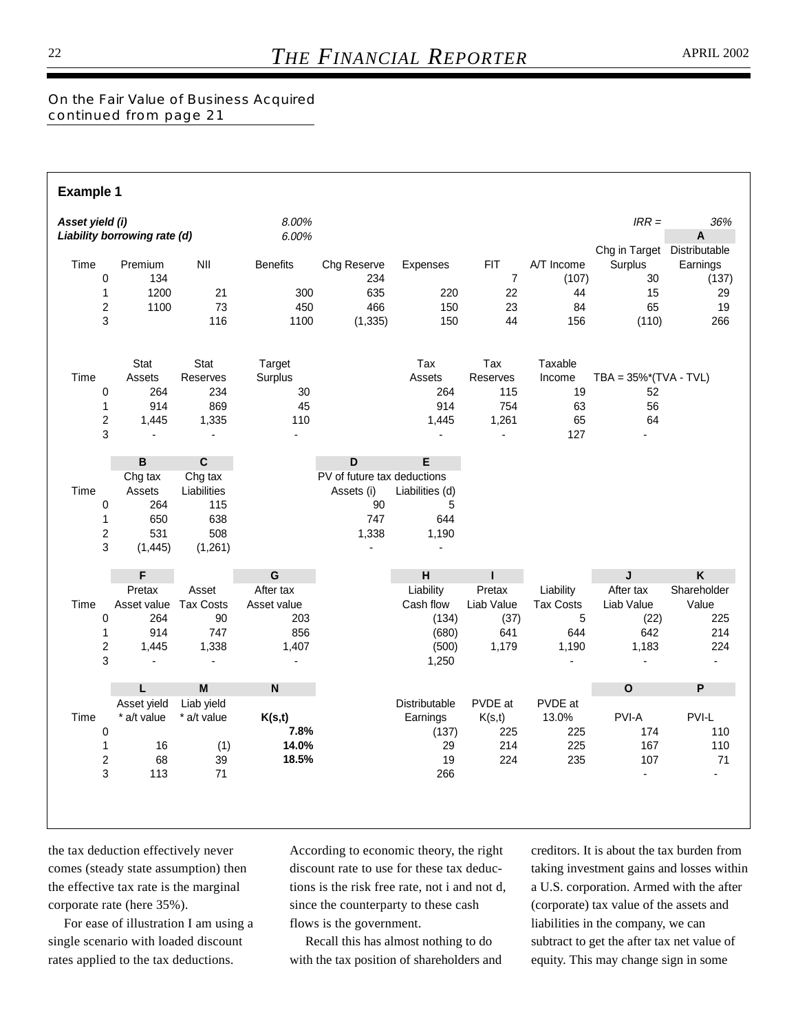On the Fair Value of Business Acquired
continued from page 21

**Example 1**

*Asset yield (i)* 8.00%
*Liability borrowing rate (d)* 6.00%

*IRR =* 36%

| Time | Premium | NII | Benefits | Chg Reserve | Expenses | FIT | A/T Income | Chg in Target Surplus | **A** Distributable Earnings |
|---|---|---|---|---|---|---|---|---|---|
| 0 | 134 | | | 234 | | 7 | (107) | 30 | (137) |
| 1 | 1200 | 21 | 300 | 635 | 220 | 22 | 44 | 15 | 29 |
| 2 | 1100 | 73 | 450 | 466 | 150 | 23 | 84 | 65 | 19 |
| 3 | | 116 | 1100 | (1,335) | 150 | 44 | 156 | (110) | 266 |

| Time | Stat Assets | Stat Reserves | Target Surplus | Tax Assets | Tax Reserves | Taxable Income | TBA = 35%*(TVA - TVL) |
|---|---|---|---|---|---|---|---|
| 0 | 264 | 234 | 30 | 264 | 115 | 19 | 52 |
| 1 | 914 | 869 | 45 | 914 | 754 | 63 | 56 |
| 2 | 1,445 | 1,335 | 110 | 1,445 | 1,261 | 65 | 64 |
| 3 | - | - | - | - | - | 127 | - |

| | **B** | **C** | **D** | **E** |
|---|---|---|---|---|
| | | | PV of future tax deductions | |
| Time | Chg tax Assets | Chg tax Liabilities | Assets (i) | Liabilities (d) |
| 0 | 264 | 115 | 90 | 5 |
| 1 | 650 | 638 | 747 | 644 |
| 2 | 531 | 508 | 1,338 | 1,190 |
| 3 | (1,445) | (1,261) | - | - |

| Time | **F** Pretax Asset value | Asset Tax Costs | **G** After tax Asset value | **H** Liability Cash flow | **I** Pretax Liab Value | Liability Tax Costs | **J** After tax Liab Value | **K** Shareholder Value |
|---|---|---|---|---|---|---|---|---|
| 0 | 264 | 90 | 203 | (134) | (37) | 5 | (22) | 225 |
| 1 | 914 | 747 | 856 | (680) | 641 | 644 | 642 | 214 |
| 2 | 1,445 | 1,338 | 1,407 | (500) | 1,179 | 1,190 | 1,183 | 224 |
| 3 | - | - | - | 1,250 | | - | - | - |

| Time | **L** Asset yield * a/t value | **M** Liab yield * a/t value | **N** K(s,t) | Distributable Earnings | PVDE at K(s,t) | PVDE at 13.0% | **O** PVI-A | **P** PVI-L |
|---|---|---|---|---|---|---|---|---|
| 0 | | | **7.8%** | (137) | 225 | 225 | 174 | 110 |
| 1 | 16 | (1) | **14.0%** | 29 | 214 | 225 | 167 | 110 |
| 2 | 68 | 39 | **18.5%** | 19 | 224 | 235 | 107 | 71 |
| 3 | 113 | 71 | | 266 | | | - | - |

the tax deduction effectively never comes (steady state assumption) then the effective tax rate is the marginal corporate rate (here 35%).

For ease of illustration I am using a single scenario with loaded discount rates applied to the tax deductions. According to economic theory, the right discount rate to use for these tax deductions is the risk free rate, not i and not d, since the counterparty to these cash flows is the government.

Recall this has almost nothing to do with the tax position of shareholders and creditors. It is about the tax burden from taking investment gains and losses within a U.S. corporation. Armed with the after (corporate) tax value of the assets and liabilities in the company, we can subtract to get the after tax net value of equity. This may change sign in some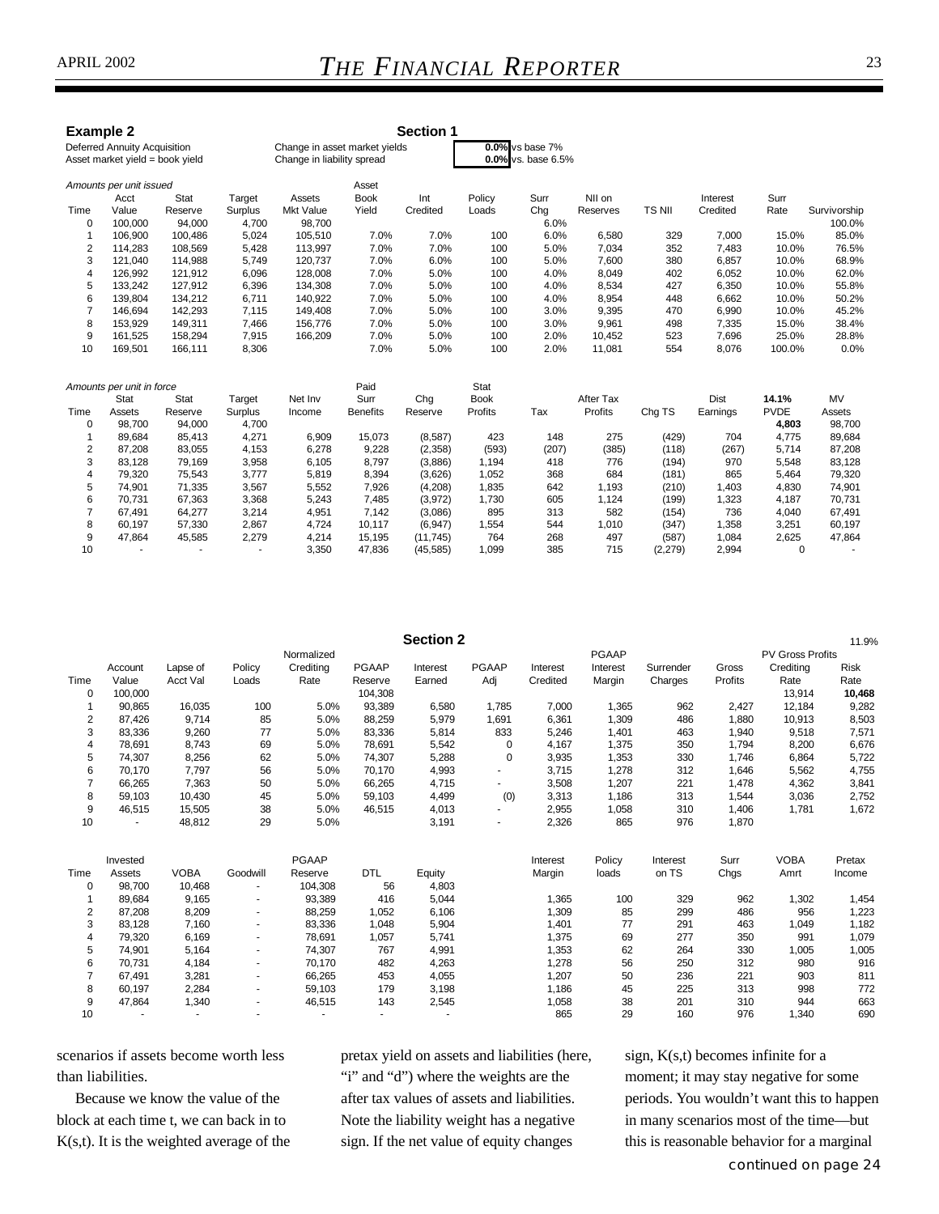**Example 2**

**Section 1**

Deferred Annuity Acquisition
Asset market yield = book yield

Change in asset market yields **0.0%** vs base 7%
Change in liability spread **0.0%** vs. base 6.5%

*Amounts per unit issued*

| Time | Acct Value | Stat Reserve | Target Surplus | Assets Mkt Value | Asset Book Yield | Int Credited | Policy Loads | Surr Chg | NII on Reserves | TS NII | Interest Credited | Surr Rate | Survivorship |
|---|---|---|---|---|---|---|---|---|---|---|---|---|---|
| 0 | 100,000 | 94,000 | 4,700 | 98,700 | | | | 6.0% | | | | | 100.0% |
| 1 | 106,900 | 100,486 | 5,024 | 105,510 | 7.0% | 7.0% | 100 | 6.0% | 6,580 | 329 | 7,000 | 15.0% | 85.0% |
| 2 | 114,283 | 108,569 | 5,428 | 113,997 | 7.0% | 7.0% | 100 | 5.0% | 7,034 | 352 | 7,483 | 10.0% | 76.5% |
| 3 | 121,040 | 114,988 | 5,749 | 120,737 | 7.0% | 6.0% | 100 | 5.0% | 7,600 | 380 | 6,857 | 10.0% | 68.9% |
| 4 | 126,992 | 121,912 | 6,096 | 128,008 | 7.0% | 5.0% | 100 | 4.0% | 8,049 | 402 | 6,052 | 10.0% | 62.0% |
| 5 | 133,242 | 127,912 | 6,396 | 134,308 | 7.0% | 5.0% | 100 | 4.0% | 8,534 | 427 | 6,350 | 10.0% | 55.8% |
| 6 | 139,804 | 134,212 | 6,711 | 140,922 | 7.0% | 5.0% | 100 | 4.0% | 8,954 | 448 | 6,662 | 10.0% | 50.2% |
| 7 | 146,694 | 142,293 | 7,115 | 149,408 | 7.0% | 5.0% | 100 | 3.0% | 9,395 | 470 | 6,990 | 10.0% | 45.2% |
| 8 | 153,929 | 149,311 | 7,466 | 156,776 | 7.0% | 5.0% | 100 | 3.0% | 9,961 | 498 | 7,335 | 15.0% | 38.4% |
| 9 | 161,525 | 158,294 | 7,915 | 166,209 | 7.0% | 5.0% | 100 | 2.0% | 10,452 | 523 | 7,696 | 25.0% | 28.8% |
| 10 | 169,501 | 166,111 | 8,306 | | 7.0% | 5.0% | 100 | 2.0% | 11,081 | 554 | 8,076 | 100.0% | 0.0% |

*Amounts per unit in force*

| Time | Stat Assets | Stat Reserve | Target Surplus | Net Inv Income | Paid Surr Benefits | Chg Reserve | Stat Book Profits | Tax | After Tax Profits | Chg TS | Dist Earnings | 14.1% PVDE | MV Assets |
|---|---|---|---|---|---|---|---|---|---|---|---|---|---|
| 0 | 98,700 | 94,000 | 4,700 | | | | | | | | | **4,803** | 98,700 |
| 1 | 89,684 | 85,413 | 4,271 | 6,909 | 15,073 | (8,587) | 423 | 148 | 275 | (429) | 704 | 4,775 | 89,684 |
| 2 | 87,208 | 83,055 | 4,153 | 6,278 | 9,228 | (2,358) | (593) | (207) | (385) | (118) | (267) | 5,714 | 87,208 |
| 3 | 83,128 | 79,169 | 3,958 | 6,105 | 8,797 | (3,886) | 1,194 | 418 | 776 | (194) | 970 | 5,548 | 83,128 |
| 4 | 79,320 | 75,543 | 3,777 | 5,819 | 8,394 | (3,626) | 1,052 | 368 | 684 | (181) | 865 | 5,464 | 79,320 |
| 5 | 74,901 | 71,335 | 3,567 | 5,552 | 7,926 | (4,208) | 1,835 | 642 | 1,193 | (210) | 1,403 | 4,830 | 74,901 |
| 6 | 70,731 | 67,363 | 3,368 | 5,243 | 7,485 | (3,972) | 1,730 | 605 | 1,124 | (199) | 1,323 | 4,187 | 70,731 |
| 7 | 67,491 | 64,277 | 3,214 | 4,951 | 7,142 | (3,086) | 895 | 313 | 582 | (154) | 736 | 4,040 | 67,491 |
| 8 | 60,197 | 57,330 | 2,867 | 4,724 | 10,117 | (6,947) | 1,554 | 544 | 1,010 | (347) | 1,358 | 3,251 | 60,197 |
| 9 | 47,864 | 45,585 | 2,279 | 4,214 | 15,195 | (11,745) | 764 | 268 | 497 | (587) | 1,084 | 2,625 | 47,864 |
| 10 | - | - | - | 3,350 | 47,836 | (45,585) | 1,099 | 385 | 715 | (2,279) | 2,994 | 0 | - |

**Section 2**

11.9%

| Time | Account Value | Lapse of Acct Val | Policy Loads | Normalized Crediting Rate | PGAAP Reserve | Interest Earned | PGAAP Adj | Interest Credited | PGAAP Interest Margin | Surrender Charges | Gross Profits | PV Gross Profits Crediting Rate | PV Gross Profits Risk Rate |
|---|---|---|---|---|---|---|---|---|---|---|---|---|---|
| 0 | 100,000 | | | | 104,308 | | | | | | | 13,914 | **10,468** |
| 1 | 90,865 | 16,035 | 100 | 5.0% | 93,389 | 6,580 | 1,785 | 7,000 | 1,365 | 962 | 2,427 | 12,184 | 9,282 |
| 2 | 87,426 | 9,714 | 85 | 5.0% | 88,259 | 5,979 | 1,691 | 6,361 | 1,309 | 486 | 1,880 | 10,913 | 8,503 |
| 3 | 83,336 | 9,260 | 77 | 5.0% | 83,336 | 5,814 | 833 | 5,246 | 1,401 | 463 | 1,940 | 9,518 | 7,571 |
| 4 | 78,691 | 8,743 | 69 | 5.0% | 78,691 | 5,542 | 0 | 4,167 | 1,375 | 350 | 1,794 | 8,200 | 6,676 |
| 5 | 74,307 | 8,256 | 62 | 5.0% | 74,307 | 5,288 | 0 | 3,935 | 1,353 | 330 | 1,746 | 6,864 | 5,722 |
| 6 | 70,170 | 7,797 | 56 | 5.0% | 70,170 | 4,993 | - | 3,715 | 1,278 | 312 | 1,646 | 5,562 | 4,755 |
| 7 | 66,265 | 7,363 | 50 | 5.0% | 66,265 | 4,715 | - | 3,508 | 1,207 | 221 | 1,478 | 4,362 | 3,841 |
| 8 | 59,103 | 10,430 | 45 | 5.0% | 59,103 | 4,499 | (0) | 3,313 | 1,186 | 313 | 1,544 | 3,036 | 2,752 |
| 9 | 46,515 | 15,505 | 38 | 5.0% | 46,515 | 4,013 | - | 2,955 | 1,058 | 310 | 1,406 | 1,781 | 1,672 |
| 10 | - | 48,812 | 29 | 5.0% | | 3,191 | - | 2,326 | 865 | 976 | 1,870 | | |

| Time | Invested Assets | VOBA | Goodwill | PGAAP Reserve | DTL | Equity | Interest Margin | Policy loads | Interest on TS | Surr Chgs | VOBA Amrt | Pretax Income |
|---|---|---|---|---|---|---|---|---|---|---|---|---|
| 0 | 98,700 | 10,468 | - | 104,308 | 56 | 4,803 | | | | | | |
| 1 | 89,684 | 9,165 | - | 93,389 | 416 | 5,044 | 1,365 | 100 | 329 | 962 | 1,302 | 1,454 |
| 2 | 87,208 | 8,209 | - | 88,259 | 1,052 | 6,106 | 1,309 | 85 | 299 | 486 | 956 | 1,223 |
| 3 | 83,128 | 7,160 | - | 83,336 | 1,048 | 5,904 | 1,401 | 77 | 291 | 463 | 1,049 | 1,182 |
| 4 | 79,320 | 6,169 | - | 78,691 | 1,057 | 5,741 | 1,375 | 69 | 277 | 350 | 991 | 1,079 |
| 5 | 74,901 | 5,164 | - | 74,307 | 767 | 4,991 | 1,353 | 62 | 264 | 330 | 1,005 | 1,005 |
| 6 | 70,731 | 4,184 | - | 70,170 | 482 | 4,263 | 1,278 | 56 | 250 | 312 | 980 | 916 |
| 7 | 67,491 | 3,281 | - | 66,265 | 453 | 4,055 | 1,207 | 50 | 236 | 221 | 903 | 811 |
| 8 | 60,197 | 2,284 | - | 59,103 | 179 | 3,198 | 1,186 | 45 | 225 | 313 | 998 | 772 |
| 9 | 47,864 | 1,340 | - | 46,515 | 143 | 2,545 | 1,058 | 38 | 201 | 310 | 944 | 663 |
| 10 | - | - | - | - | - | - | 865 | 29 | 160 | 976 | 1,340 | 690 |

scenarios if assets become worth less than liabilities.

Because we know the value of the block at each time t, we can back in to K(s,t). It is the weighted average of the pretax yield on assets and liabilities (here, "i" and "d") where the weights are the after tax values of assets and liabilities. Note the liability weight has a negative sign. If the net value of equity changes sign, K(s,t) becomes infinite for a moment; it may stay negative for some periods. You wouldn't want this to happen in many scenarios most of the time—but this is reasonable behavior for a marginal

*continued on page 24*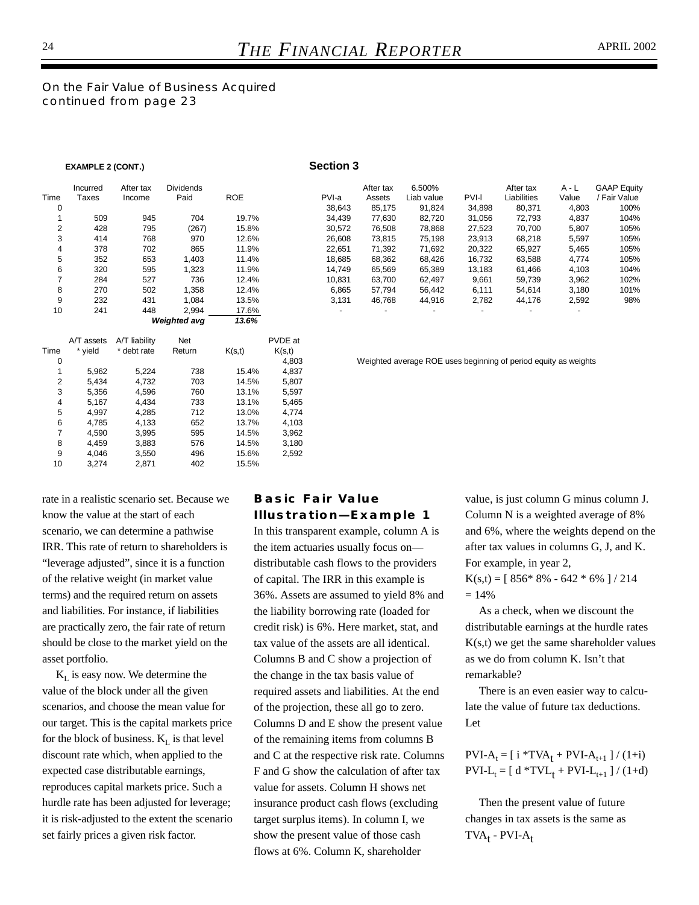On the Fair Value of Business Acquired
continued from page 23

**EXAMPLE 2 (CONT.)**

| Time | Incurred Taxes | After tax Income | Dividends Paid | ROE |
|---|---|---|---|---|
| 0 | | | | |
| 1 | 509 | 945 | 704 | 19.7% |
| 2 | 428 | 795 | (267) | 15.8% |
| 3 | 414 | 768 | 970 | 12.6% |
| 4 | 378 | 702 | 865 | 11.9% |
| 5 | 352 | 653 | 1,403 | 11.4% |
| 6 | 320 | 595 | 1,323 | 11.9% |
| 7 | 284 | 527 | 736 | 12.4% |
| 8 | 270 | 502 | 1,358 | 12.4% |
| 9 | 232 | 431 | 1,084 | 13.5% |
| 10 | 241 | 448 | 2,994 | 17.6% |
| | | | *Weighted avg* | *13.6%* |

| Time | A/T assets * yield | A/T liability * debt rate | Net Return | K(s,t) | PVDE at K(s,t) |
|---|---|---|---|---|---|
| 0 | | | | | 4,803 |
| 1 | 5,962 | 5,224 | 738 | 15.4% | 4,837 |
| 2 | 5,434 | 4,732 | 703 | 14.5% | 5,807 |
| 3 | 5,356 | 4,596 | 760 | 13.1% | 5,597 |
| 4 | 5,167 | 4,434 | 733 | 13.1% | 5,465 |
| 5 | 4,997 | 4,285 | 712 | 13.0% | 4,774 |
| 6 | 4,785 | 4,133 | 652 | 13.7% | 4,103 |
| 7 | 4,590 | 3,995 | 595 | 14.5% | 3,962 |
| 8 | 4,459 | 3,883 | 576 | 14.5% | 3,180 |
| 9 | 4,046 | 3,550 | 496 | 15.6% | 2,592 |
| 10 | 3,274 | 2,871 | 402 | 15.5% | |

**Section 3**

| PVI-a | After tax Assets | 6.500% Liab value | PVI-l | After tax Liabilities | A - L Value | GAAP Equity / Fair Value |
|---|---|---|---|---|---|---|
| 38,643 | 85,175 | 91,824 | 34,898 | 80,371 | 4,803 | 100% |
| 34,439 | 77,630 | 82,720 | 31,056 | 72,793 | 4,837 | 104% |
| 30,572 | 76,508 | 78,868 | 27,523 | 70,700 | 5,807 | 105% |
| 26,608 | 73,815 | 75,198 | 23,913 | 68,218 | 5,597 | 105% |
| 22,651 | 71,392 | 71,692 | 20,322 | 65,927 | 5,465 | 105% |
| 18,685 | 68,362 | 68,426 | 16,732 | 63,588 | 4,774 | 105% |
| 14,749 | 65,569 | 65,389 | 13,183 | 61,466 | 4,103 | 104% |
| 10,831 | 63,700 | 62,497 | 9,661 | 59,739 | 3,962 | 102% |
| 6,865 | 57,794 | 56,442 | 6,111 | 54,614 | 3,180 | 101% |
| 3,131 | 46,768 | 44,916 | 2,782 | 44,176 | 2,592 | 98% |
| - | - | - | - | - | - | |

Weighted average ROE uses beginning of period equity as weights

rate in a realistic scenario set. Because we know the value at the start of each scenario, we can determine a pathwise IRR. This rate of return to shareholders is "leverage adjusted", since it is a function of the relative weight (in market value terms) and the required return on assets and liabilities. For instance, if liabilities are practically zero, the fair rate of return should be close to the market yield on the asset portfolio.

$K_L$ is easy now. We determine the value of the block under all the given scenarios, and choose the mean value for our target. This is the capital markets price for the block of business. $K_L$ is that level discount rate which, when applied to the expected case distributable earnings, reproduces capital markets price. Such a hurdle rate has been adjusted for leverage; it is risk-adjusted to the extent the scenario set fairly prices a given risk factor.

### Basic Fair Value Illustration—Example 1

In this transparent example, column A is the item actuaries usually focus on—distributable cash flows to the providers of capital. The IRR in this example is 36%. Assets are assumed to yield 8% and the liability borrowing rate (loaded for credit risk) is 6%. Here market, stat, and tax value of the assets are all identical. Columns B and C show a projection of the change in the tax basis value of required assets and liabilities. At the end of the projection, these all go to zero. Columns D and E show the present value of the remaining items from columns B and C at the respective risk rate. Columns F and G show the calculation of after tax value for assets. Column H shows net insurance product cash flows (excluding target surplus items). In column I, we show the present value of those cash flows at 6%. Column K, shareholder value, is just column G minus column J. Column N is a weighted average of 8% and 6%, where the weights depend on the after tax values in columns G, J, and K. For example, in year 2,

$K(s,t) = [\ 856 * 8\% - 642 * 6\%\ ] / 214 = 14\%$

As a check, when we discount the distributable earnings at the hurdle rates K(s,t) we get the same shareholder values as we do from column K. Isn't that remarkable?

There is an even easier way to calculate the value of future tax deductions. Let

$$PVI\text{-}A_t = [\ i * TVA_t + PVI\text{-}A_{t+1}\ ] / (1+i)$$
$$PVI\text{-}L_t = [\ d * TVL_t + PVI\text{-}L_{t+1}\ ] / (1+d)$$

Then the present value of future changes in tax assets is the same as $TVA_t - PVI\text{-}A_t$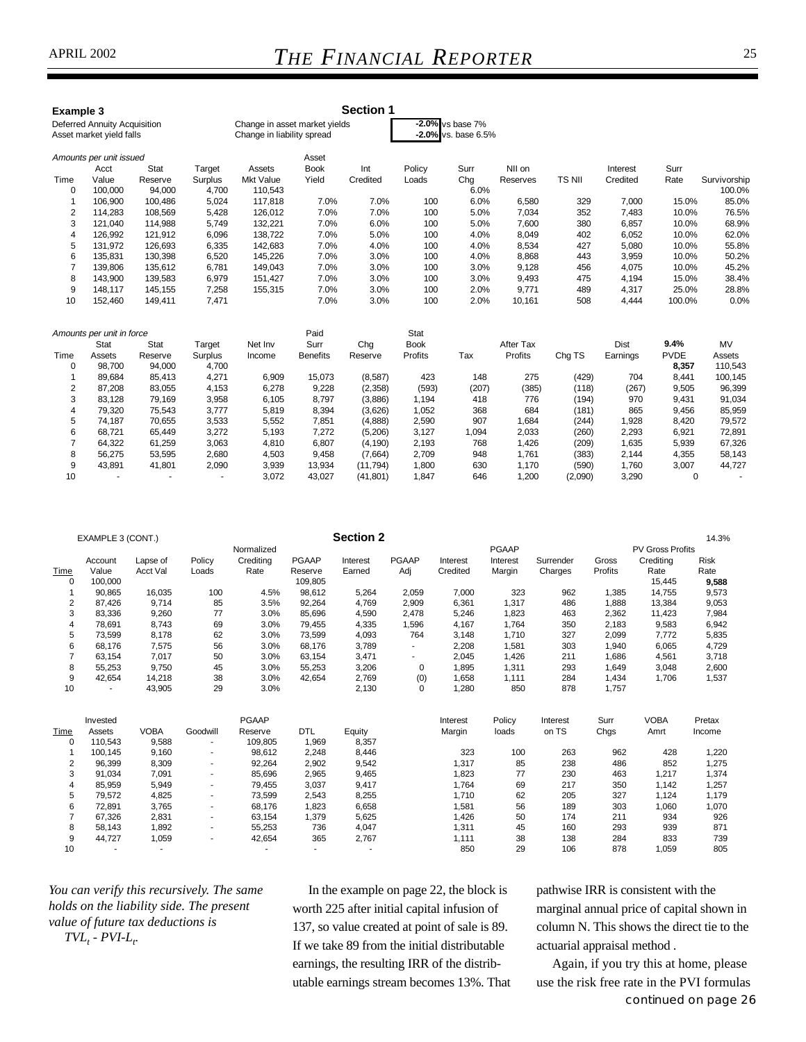**Example 3**

## Section 1

Deferred Annuity Acquisition
Asset market yield falls

Change in asset market yields **-2.0%** vs base 7%
Change in liability spread **-2.0%** vs. base 6.5%

*Amounts per unit issued*

| Time | Acct Value | Stat Reserve | Target Surplus | Assets Mkt Value | Asset Book Yield | Int Credited | Policy Loads | Surr Chg | NII on Reserves | TS NII | Interest Credited | Surr Rate | Survivorship |
|---|---|---|---|---|---|---|---|---|---|---|---|---|---|
| 0 | 100,000 | 94,000 | 4,700 | 110,543 | | | | 6.0% | | | | | 100.0% |
| 1 | 106,900 | 100,486 | 5,024 | 117,818 | 7.0% | 7.0% | 100 | 6.0% | 6,580 | 329 | 7,000 | 15.0% | 85.0% |
| 2 | 114,283 | 108,569 | 5,428 | 126,012 | 7.0% | 7.0% | 100 | 5.0% | 7,034 | 352 | 7,483 | 10.0% | 76.5% |
| 3 | 121,040 | 114,988 | 5,749 | 132,221 | 7.0% | 6.0% | 100 | 5.0% | 7,600 | 380 | 6,857 | 10.0% | 68.9% |
| 4 | 126,992 | 121,912 | 6,096 | 138,722 | 7.0% | 5.0% | 100 | 4.0% | 8,049 | 402 | 6,052 | 10.0% | 62.0% |
| 5 | 131,972 | 126,693 | 6,335 | 142,683 | 7.0% | 4.0% | 100 | 4.0% | 8,534 | 427 | 5,080 | 10.0% | 55.8% |
| 6 | 135,831 | 130,398 | 6,520 | 145,226 | 7.0% | 3.0% | 100 | 4.0% | 8,868 | 443 | 3,959 | 10.0% | 50.2% |
| 7 | 139,806 | 135,612 | 6,781 | 149,043 | 7.0% | 3.0% | 100 | 3.0% | 9,128 | 456 | 4,075 | 10.0% | 45.2% |
| 8 | 143,900 | 139,583 | 6,979 | 151,427 | 7.0% | 3.0% | 100 | 3.0% | 9,493 | 475 | 4,194 | 15.0% | 38.4% |
| 9 | 148,117 | 145,155 | 7,258 | 155,315 | 7.0% | 3.0% | 100 | 2.0% | 9,771 | 489 | 4,317 | 25.0% | 28.8% |
| 10 | 152,460 | 149,411 | 7,471 | | 7.0% | 3.0% | 100 | 2.0% | 10,161 | 508 | 4,444 | 100.0% | 0.0% |

*Amounts per unit in force*

| Time | Stat Assets | Stat Reserve | Target Surplus | Net Inv Income | Paid Surr Benefits | Chg Reserve | Stat Book Profits | Tax | After Tax Profits | Chg TS | Dist Earnings | 9.4% PVDE | MV Assets |
|---|---|---|---|---|---|---|---|---|---|---|---|---|---|
| 0 | 98,700 | 94,000 | 4,700 | | | | | | | | | **8,357** | 110,543 |
| 1 | 89,684 | 85,413 | 4,271 | 6,909 | 15,073 | (8,587) | 423 | 148 | 275 | (429) | 704 | 8,441 | 100,145 |
| 2 | 87,208 | 83,055 | 4,153 | 6,278 | 9,228 | (2,358) | (593) | (207) | (385) | (118) | (267) | 9,505 | 96,399 |
| 3 | 83,128 | 79,169 | 3,958 | 6,105 | 8,797 | (3,886) | 1,194 | 418 | 776 | (194) | 970 | 9,431 | 91,034 |
| 4 | 79,320 | 75,543 | 3,777 | 5,819 | 8,394 | (3,626) | 1,052 | 368 | 684 | (181) | 865 | 9,456 | 85,959 |
| 5 | 74,187 | 70,655 | 3,533 | 5,552 | 7,851 | (4,888) | 2,590 | 907 | 1,684 | (244) | 1,928 | 8,420 | 79,572 |
| 6 | 68,721 | 65,449 | 3,272 | 5,193 | 7,272 | (5,206) | 3,127 | 1,094 | 2,033 | (260) | 2,293 | 6,921 | 72,891 |
| 7 | 64,322 | 61,259 | 3,063 | 4,810 | 6,807 | (4,190) | 2,193 | 768 | 1,426 | (209) | 1,635 | 5,939 | 67,326 |
| 8 | 56,275 | 53,595 | 2,680 | 4,503 | 9,458 | (7,664) | 2,709 | 948 | 1,761 | (383) | 2,144 | 4,355 | 58,143 |
| 9 | 43,891 | 41,801 | 2,090 | 3,939 | 13,934 | (11,794) | 1,800 | 630 | 1,170 | (590) | 1,760 | 3,007 | 44,727 |
| 10 | - | - | - | 3,072 | 43,027 | (41,801) | 1,847 | 646 | 1,200 | (2,090) | 3,290 | 0 | - |

EXAMPLE 3 (CONT.)

## Section 2

| Time | Account Value | Lapse of Acct Val | Policy Loads | Normalized Crediting Rate | PGAAP Reserve | Interest Earned | PGAAP Adj | Interest Credited | PGAAP Interest Margin | Surrender Charges | Gross Profits | PV Gross Profits Crediting Rate | 14.3% Risk Rate |
|---|---|---|---|---|---|---|---|---|---|---|---|---|---|
| 0 | 100,000 | | | | 109,805 | | | | | | | 15,445 | **9,588** |
| 1 | 90,865 | 16,035 | 100 | 4.5% | 98,612 | 5,264 | 2,059 | 7,000 | 323 | 962 | 1,385 | 14,755 | 9,573 |
| 2 | 87,426 | 9,714 | 85 | 3.5% | 92,264 | 4,769 | 2,909 | 6,361 | 1,317 | 486 | 1,888 | 13,384 | 9,053 |
| 3 | 83,336 | 9,260 | 77 | 3.0% | 85,696 | 4,590 | 2,478 | 5,246 | 1,823 | 463 | 2,362 | 11,423 | 7,984 |
| 4 | 78,691 | 8,743 | 69 | 3.0% | 79,455 | 4,335 | 1,596 | 4,167 | 1,764 | 350 | 2,183 | 9,583 | 6,942 |
| 5 | 73,599 | 8,178 | 62 | 3.0% | 73,599 | 4,093 | 764 | 3,148 | 1,710 | 327 | 2,099 | 7,772 | 5,835 |
| 6 | 68,176 | 7,575 | 56 | 3.0% | 68,176 | 3,789 | - | 2,208 | 1,581 | 303 | 1,940 | 6,065 | 4,729 |
| 7 | 63,154 | 7,017 | 50 | 3.0% | 63,154 | 3,471 | - | 2,045 | 1,426 | 211 | 1,686 | 4,561 | 3,718 |
| 8 | 55,253 | 9,750 | 45 | 3.0% | 55,253 | 3,206 | 0 | 1,895 | 1,311 | 293 | 1,649 | 3,048 | 2,600 |
| 9 | 42,654 | 14,218 | 38 | 3.0% | 42,654 | 2,769 | (0) | 1,658 | 1,111 | 284 | 1,434 | 1,706 | 1,537 |
| 10 | - | 43,905 | 29 | 3.0% | | 2,130 | 0 | 1,280 | 850 | 878 | 1,757 | | |

| Time | Invested Assets | VOBA | Goodwill | PGAAP Reserve | DTL | Equity | Interest Margin | Policy loads | Interest on TS | Surr Chgs | VOBA Amrt | Pretax Income |
|---|---|---|---|---|---|---|---|---|---|---|---|---|
| 0 | 110,543 | 9,588 | - | 109,805 | 1,969 | 8,357 | | | | | | |
| 1 | 100,145 | 9,160 | - | 98,612 | 2,248 | 8,446 | 323 | 100 | 263 | 962 | 428 | 1,220 |
| 2 | 96,399 | 8,309 | - | 92,264 | 2,902 | 9,542 | 1,317 | 85 | 238 | 486 | 852 | 1,275 |
| 3 | 91,034 | 7,091 | - | 85,696 | 2,965 | 9,465 | 1,823 | 77 | 230 | 463 | 1,217 | 1,374 |
| 4 | 85,959 | 5,949 | - | 79,455 | 3,037 | 9,417 | 1,764 | 69 | 217 | 350 | 1,142 | 1,257 |
| 5 | 79,572 | 4,825 | - | 73,599 | 2,543 | 8,255 | 1,710 | 62 | 205 | 327 | 1,124 | 1,179 |
| 6 | 72,891 | 3,765 | - | 68,176 | 1,823 | 6,658 | 1,581 | 56 | 189 | 303 | 1,060 | 1,070 |
| 7 | 67,326 | 2,831 | - | 63,154 | 1,379 | 5,625 | 1,426 | 50 | 174 | 211 | 934 | 926 |
| 8 | 58,143 | 1,892 | - | 55,253 | 736 | 4,047 | 1,311 | 45 | 160 | 293 | 939 | 871 |
| 9 | 44,727 | 1,059 | - | 42,654 | 365 | 2,767 | 1,111 | 38 | 138 | 284 | 833 | 739 |
| 10 | - | - | - | - | - | - | 850 | 29 | 106 | 878 | 1,059 | 805 |

*You can verify this recursively. The same holds on the liability side. The present value of future tax deductions is* $TVL_t$ *-* $PVI\text{-}L_t$.

In the example on page 22, the block is worth 225 after initial capital infusion of 137, so value created at point of sale is 89. If we take 89 from the initial distributable earnings, the resulting IRR of the distributable earnings stream becomes 13%. That pathwise IRR is consistent with the marginal annual price of capital shown in column N. This shows the direct tie to the actuarial appraisal method .

Again, if you try this at home, please use the risk free rate in the PVI formulas

*continued on page 26*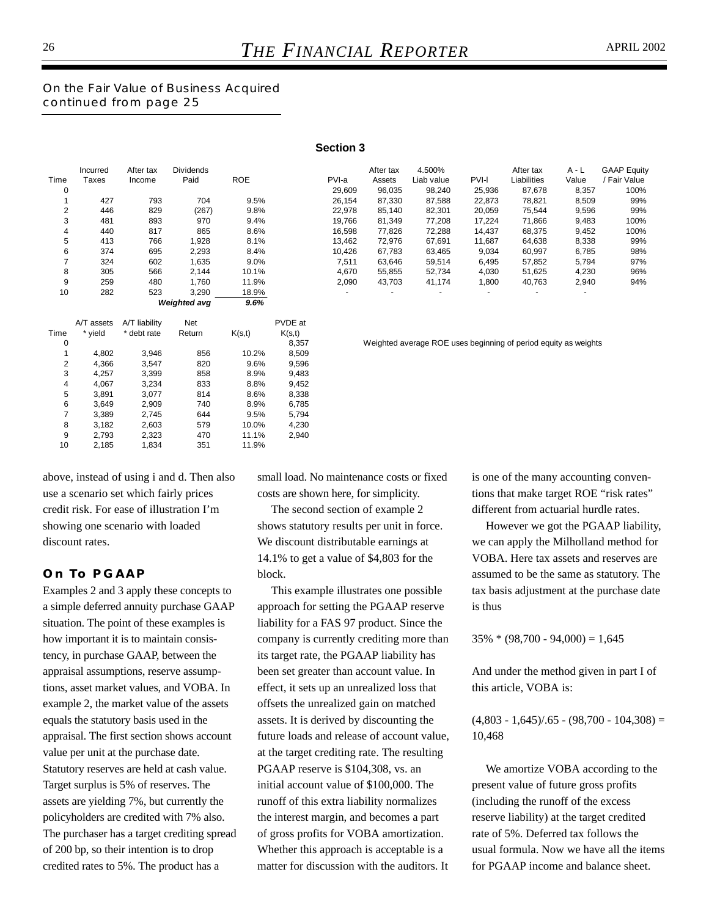On the Fair Value of Business Acquired
continued from page 25

**Section 3**

| Time | Incurred Taxes | After tax Income | Dividends Paid | ROE |
|---|---|---|---|---|
| 0 | | | | |
| 1 | 427 | 793 | 704 | 9.5% |
| 2 | 446 | 829 | (267) | 9.8% |
| 3 | 481 | 893 | 970 | 9.4% |
| 4 | 440 | 817 | 865 | 8.6% |
| 5 | 413 | 766 | 1,928 | 8.1% |
| 6 | 374 | 695 | 2,293 | 8.4% |
| 7 | 324 | 602 | 1,635 | 9.0% |
| 8 | 305 | 566 | 2,144 | 10.1% |
| 9 | 259 | 480 | 1,760 | 11.9% |
| 10 | 282 | 523 | 3,290 | 18.9% |
| | | | ***Weighted avg*** | ***9.6%*** |

| PVI-a | After tax Assets | 4.500% Liab value | PVI-l | After tax Liabilities | A - L Value | GAAP Equity / Fair Value |
|---|---|---|---|---|---|---|
| 29,609 | 96,035 | 98,240 | 25,936 | 87,678 | 8,357 | 100% |
| 26,154 | 87,330 | 87,588 | 22,873 | 78,821 | 8,509 | 99% |
| 22,978 | 85,140 | 82,301 | 20,059 | 75,544 | 9,596 | 99% |
| 19,766 | 81,349 | 77,208 | 17,224 | 71,866 | 9,483 | 100% |
| 16,598 | 77,826 | 72,288 | 14,437 | 68,375 | 9,452 | 100% |
| 13,462 | 72,976 | 67,691 | 11,687 | 64,638 | 8,338 | 99% |
| 10,426 | 67,783 | 63,465 | 9,034 | 60,997 | 6,785 | 98% |
| 7,511 | 63,646 | 59,514 | 6,495 | 57,852 | 5,794 | 97% |
| 4,670 | 55,855 | 52,734 | 4,030 | 51,625 | 4,230 | 96% |
| 2,090 | 43,703 | 41,174 | 1,800 | 40,763 | 2,940 | 94% |
| - | - | - | - | - | - | |

| Time | A/T assets * yield | A/T liability * debt rate | Net Return | K(s,t) | PVDE at K(s,t) |
|---|---|---|---|---|---|
| 0 | | | | | 8,357 |
| 1 | 4,802 | 3,946 | 856 | 10.2% | 8,509 |
| 2 | 4,366 | 3,547 | 820 | 9.6% | 9,596 |
| 3 | 4,257 | 3,399 | 858 | 8.9% | 9,483 |
| 4 | 4,067 | 3,234 | 833 | 8.8% | 9,452 |
| 5 | 3,891 | 3,077 | 814 | 8.6% | 8,338 |
| 6 | 3,649 | 2,909 | 740 | 8.9% | 6,785 |
| 7 | 3,389 | 2,745 | 644 | 9.5% | 5,794 |
| 8 | 3,182 | 2,603 | 579 | 10.0% | 4,230 |
| 9 | 2,793 | 2,323 | 470 | 11.1% | 2,940 |
| 10 | 2,185 | 1,834 | 351 | 11.9% | |

Weighted average ROE uses beginning of period equity as weights

above, instead of using i and d. Then also use a scenario set which fairly prices credit risk. For ease of illustration I'm showing one scenario with loaded discount rates.

### On To PGAAP

Examples 2 and 3 apply these concepts to a simple deferred annuity purchase GAAP situation. The point of these examples is how important it is to maintain consistency, in purchase GAAP, between the appraisal assumptions, reserve assumptions, asset market values, and VOBA. In example 2, the market value of the assets equals the statutory basis used in the appraisal. The first section shows account value per unit at the purchase date. Statutory reserves are held at cash value. Target surplus is 5% of reserves. The assets are yielding 7%, but currently the policyholders are credited with 7% also. The purchaser has a target crediting spread of 200 bp, so their intention is to drop credited rates to 5%. The product has a small load. No maintenance costs or fixed costs are shown here, for simplicity.

The second section of example 2 shows statutory results per unit in force. We discount distributable earnings at 14.1% to get a value of \$4,803 for the block.

This example illustrates one possible approach for setting the PGAAP reserve liability for a FAS 97 product. Since the company is currently crediting more than its target rate, the PGAAP liability has been set greater than account value. In effect, it sets up an unrealized loss that offsets the unrealized gain on matched assets. It is derived by discounting the future loads and release of account value, at the target crediting rate. The resulting PGAAP reserve is \$104,308, vs. an initial account value of \$100,000. The runoff of this extra liability normalizes the interest margin, and becomes a part of gross profits for VOBA amortization. Whether this approach is acceptable is a matter for discussion with the auditors. It is one of the many accounting conventions that make target ROE "risk rates" different from actuarial hurdle rates.

However we got the PGAAP liability, we can apply the Milholland method for VOBA. Here tax assets and reserves are assumed to be the same as statutory. The tax basis adjustment at the purchase date is thus

$$35\% * (98,700 - 94,000) = 1,645$$

And under the method given in part I of this article, VOBA is:

$$(4,803 - 1,645)/.65 - (98,700 - 104,308) = 10,468$$

We amortize VOBA according to the present value of future gross profits (including the runoff of the excess reserve liability) at the target credited rate of 5%. Deferred tax follows the usual formula. Now we have all the items for PGAAP income and balance sheet.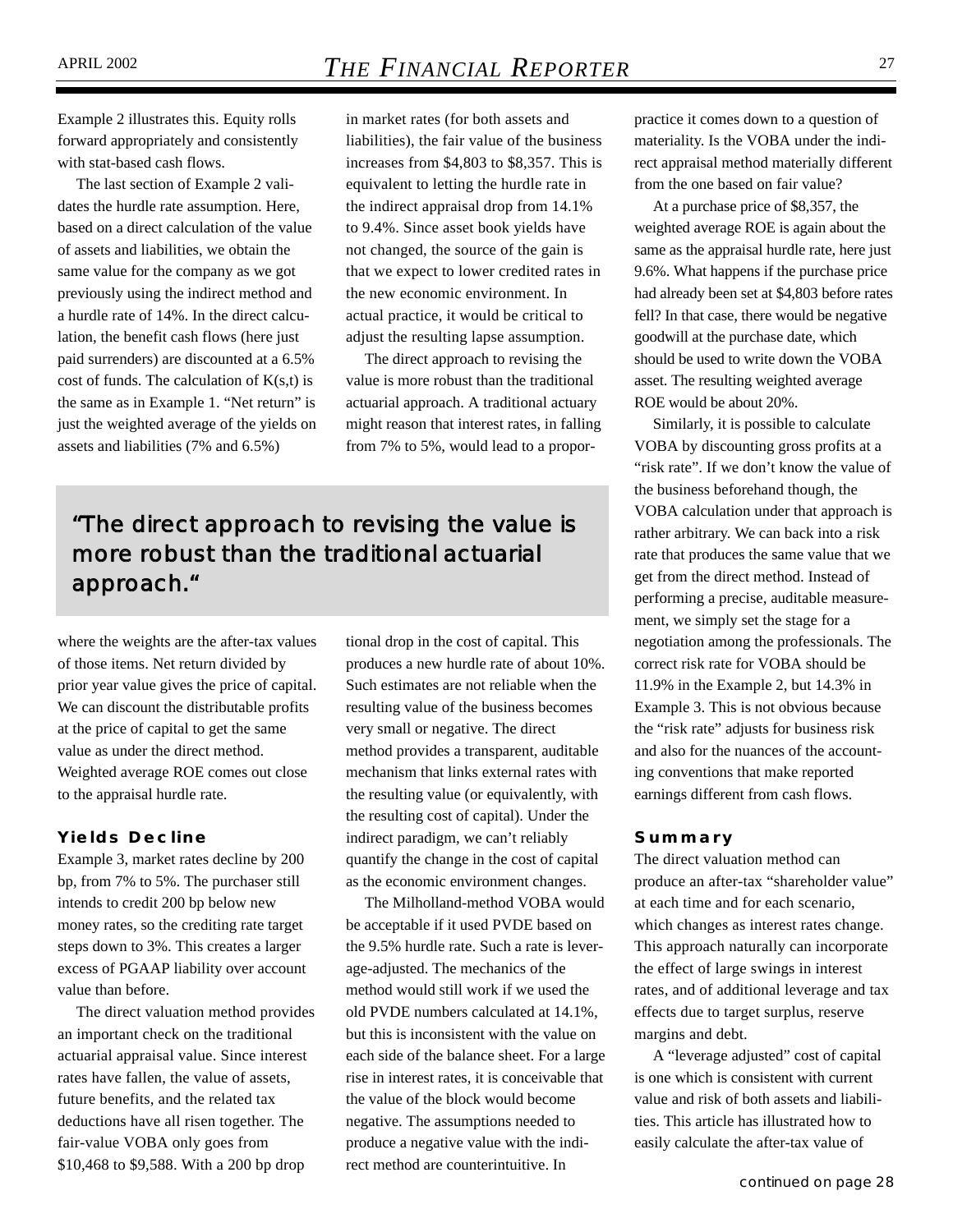Example 2 illustrates this. Equity rolls forward appropriately and consistently with stat-based cash flows.

The last section of Example 2 validates the hurdle rate assumption. Here, based on a direct calculation of the value of assets and liabilities, we obtain the same value for the company as we got previously using the indirect method and a hurdle rate of 14%. In the direct calculation, the benefit cash flows (here just paid surrenders) are discounted at a 6.5% cost of funds. The calculation of K(s,t) is the same as in Example 1. "Net return" is just the weighted average of the yields on assets and liabilities (7% and 6.5%) where the weights are the after-tax values of those items. Net return divided by prior year value gives the price of capital. We can discount the distributable profits at the price of capital to get the same value as under the direct method. Weighted average ROE comes out close to the appraisal hurdle rate.

> "The direct approach to revising the value is more robust than the traditional actuarial approach."

### Yields Decline

Example 3, market rates decline by 200 bp, from 7% to 5%. The purchaser still intends to credit 200 bp below new money rates, so the crediting rate target steps down to 3%. This creates a larger excess of PGAAP liability over account value than before.

The direct valuation method provides an important check on the traditional actuarial appraisal value. Since interest rates have fallen, the value of assets, future benefits, and the related tax deductions have all risen together. The fair-value VOBA only goes from $10,468 to $9,588. With a 200 bp drop in market rates (for both assets and liabilities), the fair value of the business increases from $4,803 to $8,357. This is equivalent to letting the hurdle rate in the indirect appraisal drop from 14.1% to 9.4%. Since asset book yields have not changed, the source of the gain is that we expect to lower credited rates in the new economic environment. In actual practice, it would be critical to adjust the resulting lapse assumption.

The direct approach to revising the value is more robust than the traditional actuarial approach. A traditional actuary might reason that interest rates, in falling from 7% to 5%, would lead to a proportional drop in the cost of capital. This produces a new hurdle rate of about 10%. Such estimates are not reliable when the resulting value of the business becomes very small or negative. The direct method provides a transparent, auditable mechanism that links external rates with the resulting value (or equivalently, with the resulting cost of capital). Under the indirect paradigm, we can't reliably quantify the change in the cost of capital as the economic environment changes.

The Milholland-method VOBA would be acceptable if it used PVDE based on the 9.5% hurdle rate. Such a rate is leverage-adjusted. The mechanics of the method would still work if we used the old PVDE numbers calculated at 14.1%, but this is inconsistent with the value on each side of the balance sheet. For a large rise in interest rates, it is conceivable that the value of the block would become negative. The assumptions needed to produce a negative value with the indirect method are counterintuitive. In practice it comes down to a question of materiality. Is the VOBA under the indirect appraisal method materially different from the one based on fair value?

At a purchase price of $8,357, the weighted average ROE is again about the same as the appraisal hurdle rate, here just 9.6%. What happens if the purchase price had already been set at $4,803 before rates fell? In that case, there would be negative goodwill at the purchase date, which should be used to write down the VOBA asset. The resulting weighted average ROE would be about 20%.

Similarly, it is possible to calculate VOBA by discounting gross profits at a "risk rate". If we don't know the value of the business beforehand though, the VOBA calculation under that approach is rather arbitrary. We can back into a risk rate that produces the same value that we get from the direct method. Instead of performing a precise, auditable measurement, we simply set the stage for a negotiation among the professionals. The correct risk rate for VOBA should be 11.9% in the Example 2, but 14.3% in Example 3. This is not obvious because the "risk rate" adjusts for business risk and also for the nuances of the accounting conventions that make reported earnings different from cash flows.

### Summary

The direct valuation method can produce an after-tax "shareholder value" at each time and for each scenario, which changes as interest rates change. This approach naturally can incorporate the effect of large swings in interest rates, and of additional leverage and tax effects due to target surplus, reserve margins and debt.

A "leverage adjusted" cost of capital is one which is consistent with current value and risk of both assets and liabilities. This article has illustrated how to easily calculate the after-tax value of

*continued on page 28*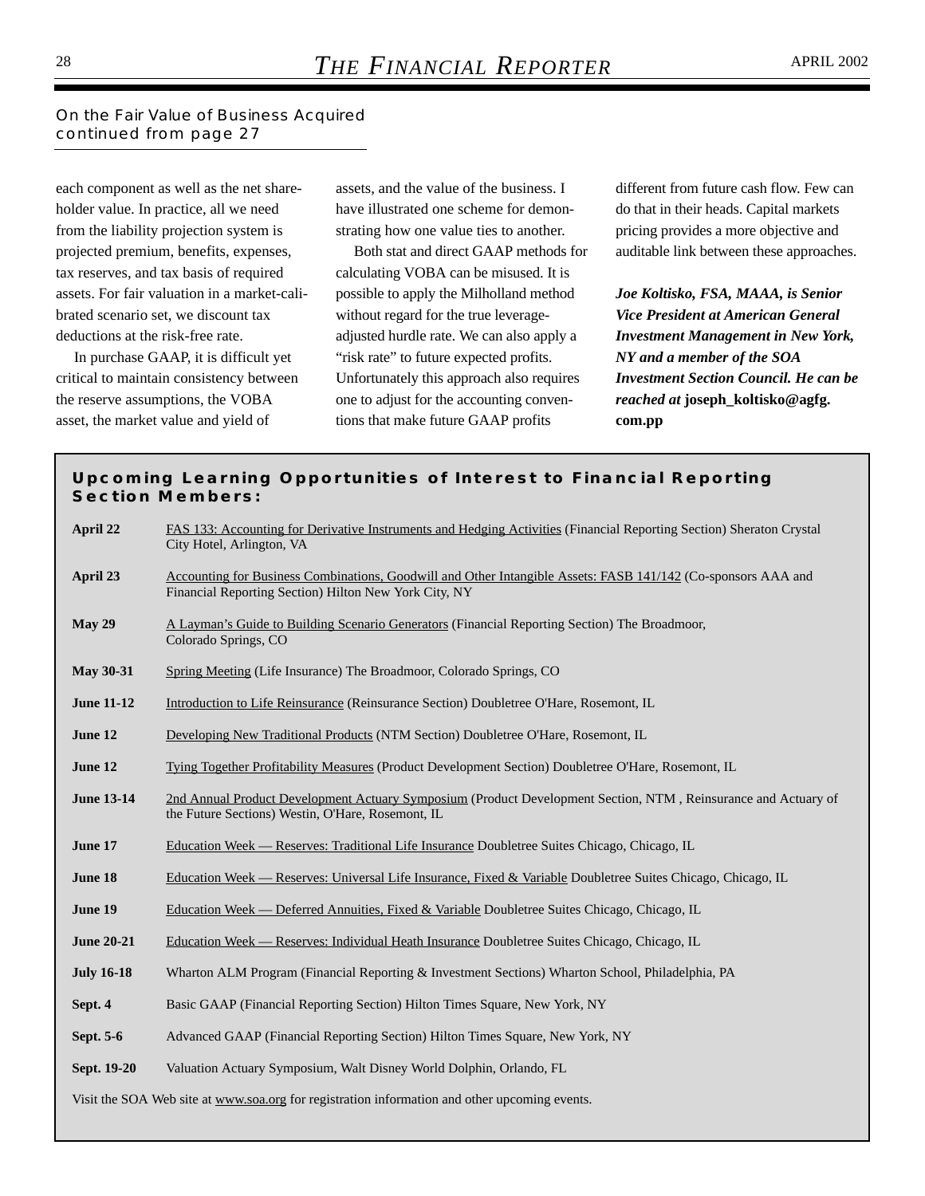On the Fair Value of Business Acquired
continued from page 27

each component as well as the net shareholder value. In practice, all we need from the liability projection system is projected premium, benefits, expenses, tax reserves, and tax basis of required assets. For fair valuation in a market-calibrated scenario set, we discount tax deductions at the risk-free rate.

In purchase GAAP, it is difficult yet critical to maintain consistency between the reserve assumptions, the VOBA asset, the market value and yield of assets, and the value of the business. I have illustrated one scheme for demonstrating how one value ties to another.

Both stat and direct GAAP methods for calculating VOBA can be misused. It is possible to apply the Milholland method without regard for the true leverage-adjusted hurdle rate. We can also apply a "risk rate" to future expected profits. Unfortunately this approach also requires one to adjust for the accounting conventions that make future GAAP profits different from future cash flow. Few can do that in their heads. Capital markets pricing provides a more objective and auditable link between these approaches.

***Joe Koltisko, FSA, MAAA, is Senior Vice President at American General Investment Management in New York, NY and a member of the SOA Investment Section Council. He can be reached at* joseph_koltisko@agfg.com.pp**

## Upcoming Learning Opportunities of Interest to Financial Reporting Section Members:

| | |
|---|---|
| **April 22** | FAS 133: Accounting for Derivative Instruments and Hedging Activities (Financial Reporting Section) Sheraton Crystal City Hotel, Arlington, VA |
| **April 23** | Accounting for Business Combinations, Goodwill and Other Intangible Assets: FASB 141/142 (Co-sponsors AAA and Financial Reporting Section) Hilton New York City, NY |
| **May 29** | A Layman's Guide to Building Scenario Generators (Financial Reporting Section) The Broadmoor, Colorado Springs, CO |
| **May 30-31** | Spring Meeting (Life Insurance) The Broadmoor, Colorado Springs, CO |
| **June 11-12** | Introduction to Life Reinsurance (Reinsurance Section) Doubletree O'Hare, Rosemont, IL |
| **June 12** | Developing New Traditional Products (NTM Section) Doubletree O'Hare, Rosemont, IL |
| **June 12** | Tying Together Profitability Measures (Product Development Section) Doubletree O'Hare, Rosemont, IL |
| **June 13-14** | 2nd Annual Product Development Actuary Symposium (Product Development Section, NTM , Reinsurance and Actuary of the Future Sections) Westin, O'Hare, Rosemont, IL |
| **June 17** | Education Week — Reserves: Traditional Life Insurance Doubletree Suites Chicago, Chicago, IL |
| **June 18** | Education Week — Reserves: Universal Life Insurance, Fixed & Variable Doubletree Suites Chicago, Chicago, IL |
| **June 19** | Education Week — Deferred Annuities, Fixed & Variable Doubletree Suites Chicago, Chicago, IL |
| **June 20-21** | Education Week — Reserves: Individual Heath Insurance Doubletree Suites Chicago, Chicago, IL |
| **July 16-18** | Wharton ALM Program (Financial Reporting & Investment Sections) Wharton School, Philadelphia, PA |
| **Sept. 4** | Basic GAAP (Financial Reporting Section) Hilton Times Square, New York, NY |
| **Sept. 5-6** | Advanced GAAP (Financial Reporting Section) Hilton Times Square, New York, NY |
| **Sept. 19-20** | Valuation Actuary Symposium, Walt Disney World Dolphin, Orlando, FL |

Visit the SOA Web site at www.soa.org for registration information and other upcoming events.